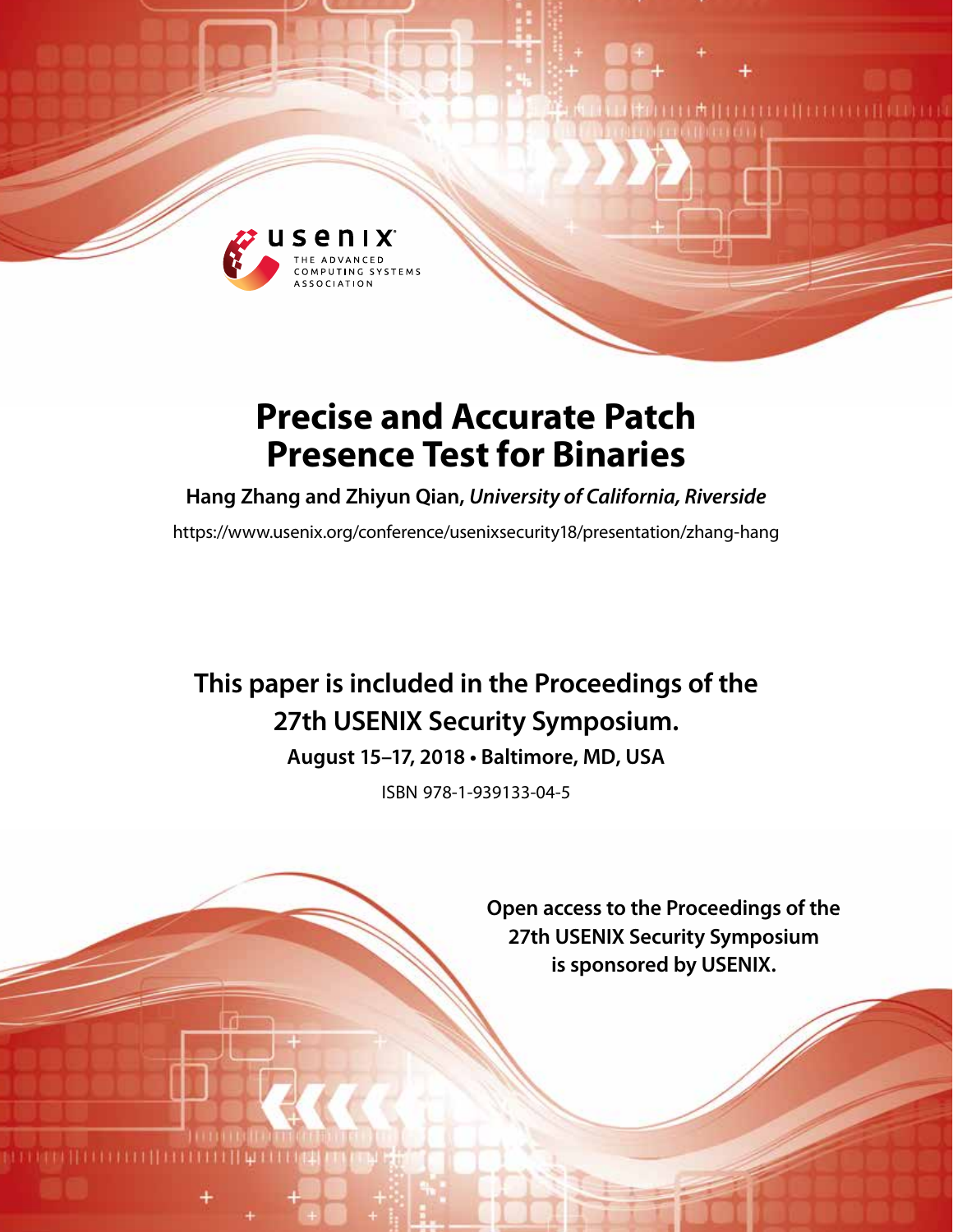# Precise and Accurate Patch Presence Test for Binaries

**Hang Zhang and Zhiyun Qian,** ***University of California, Riverside***

https://www.usenix.org/conference/usenixsecurity18/presentation/zhang-hang

**This paper is included in the Proceedings of the 27th USENIX Security Symposium.**

**August 15–17, 2018 • Baltimore, MD, USA**

ISBN 978-1-939133-04-5

**Open access to the Proceedings of the 27th USENIX Security Symposium is sponsored by USENIX.**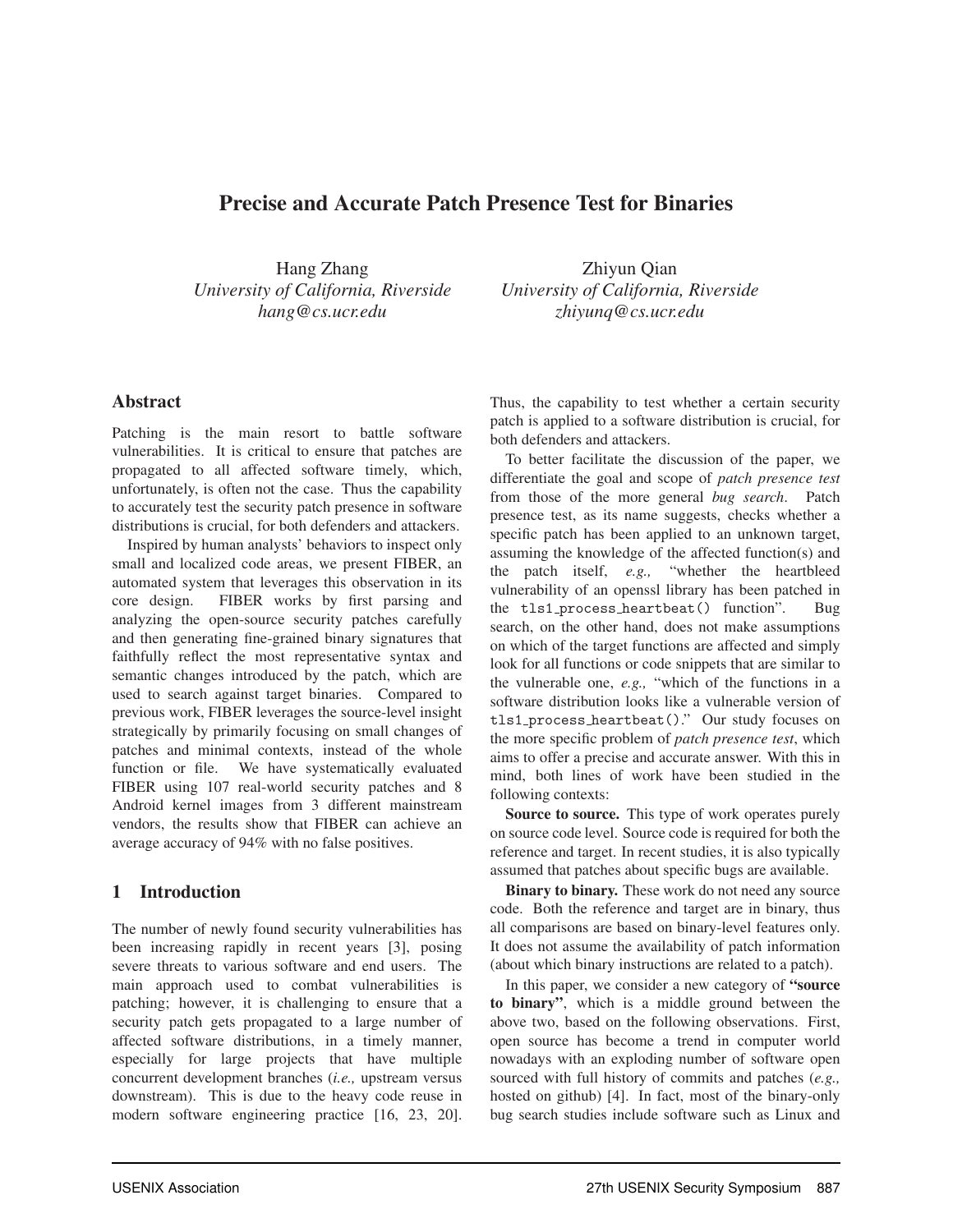# Precise and Accurate Patch Presence Test for Binaries

Hang Zhang
*University of California, Riverside*
*hang@cs.ucr.edu*

Zhiyun Qian
*University of California, Riverside*
*zhiyunq@cs.ucr.edu*

## Abstract

Patching is the main resort to battle software vulnerabilities. It is critical to ensure that patches are propagated to all affected software timely, which, unfortunately, is often not the case. Thus the capability to accurately test the security patch presence in software distributions is crucial, for both defenders and attackers.

Inspired by human analysts' behaviors to inspect only small and localized code areas, we present FIBER, an automated system that leverages this observation in its core design. FIBER works by first parsing and analyzing the open-source security patches carefully and then generating fine-grained binary signatures that faithfully reflect the most representative syntax and semantic changes introduced by the patch, which are used to search against target binaries. Compared to previous work, FIBER leverages the source-level insight strategically by primarily focusing on small changes of patches and minimal contexts, instead of the whole function or file. We have systematically evaluated FIBER using 107 real-world security patches and 8 Android kernel images from 3 different mainstream vendors, the results show that FIBER can achieve an average accuracy of 94% with no false positives.

## 1 Introduction

The number of newly found security vulnerabilities has been increasing rapidly in recent years [3], posing severe threats to various software and end users. The main approach used to combat vulnerabilities is patching; however, it is challenging to ensure that a security patch gets propagated to a large number of affected software distributions, in a timely manner, especially for large projects that have multiple concurrent development branches (*i.e.,* upstream versus downstream). This is due to the heavy code reuse in modern software engineering practice [16, 23, 20]. Thus, the capability to test whether a certain security patch is applied to a software distribution is crucial, for both defenders and attackers.

To better facilitate the discussion of the paper, we differentiate the goal and scope of *patch presence test* from those of the more general *bug search*. Patch presence test, as its name suggests, checks whether a specific patch has been applied to an unknown target, assuming the knowledge of the affected function(s) and the patch itself, *e.g.,* "whether the heartbleed vulnerability of an openssl library has been patched in the `tls1_process_heartbeat()` function". Bug search, on the other hand, does not make assumptions on which of the target functions are affected and simply look for all functions or code snippets that are similar to the vulnerable one, *e.g.,* "which of the functions in a software distribution looks like a vulnerable version of `tls1_process_heartbeat()`." Our study focuses on the more specific problem of *patch presence test*, which aims to offer a precise and accurate answer. With this in mind, both lines of work have been studied in the following contexts:

**Source to source.** This type of work operates purely on source code level. Source code is required for both the reference and target. In recent studies, it is also typically assumed that patches about specific bugs are available.

**Binary to binary.** These work do not need any source code. Both the reference and target are in binary, thus all comparisons are based on binary-level features only. It does not assume the availability of patch information (about which binary instructions are related to a patch).

In this paper, we consider a new category of **"source to binary"**, which is a middle ground between the above two, based on the following observations. First, open source has become a trend in computer world nowadays with an exploding number of software open sourced with full history of commits and patches (*e.g.,* hosted on github) [4]. In fact, most of the binary-only bug search studies include software such as Linux and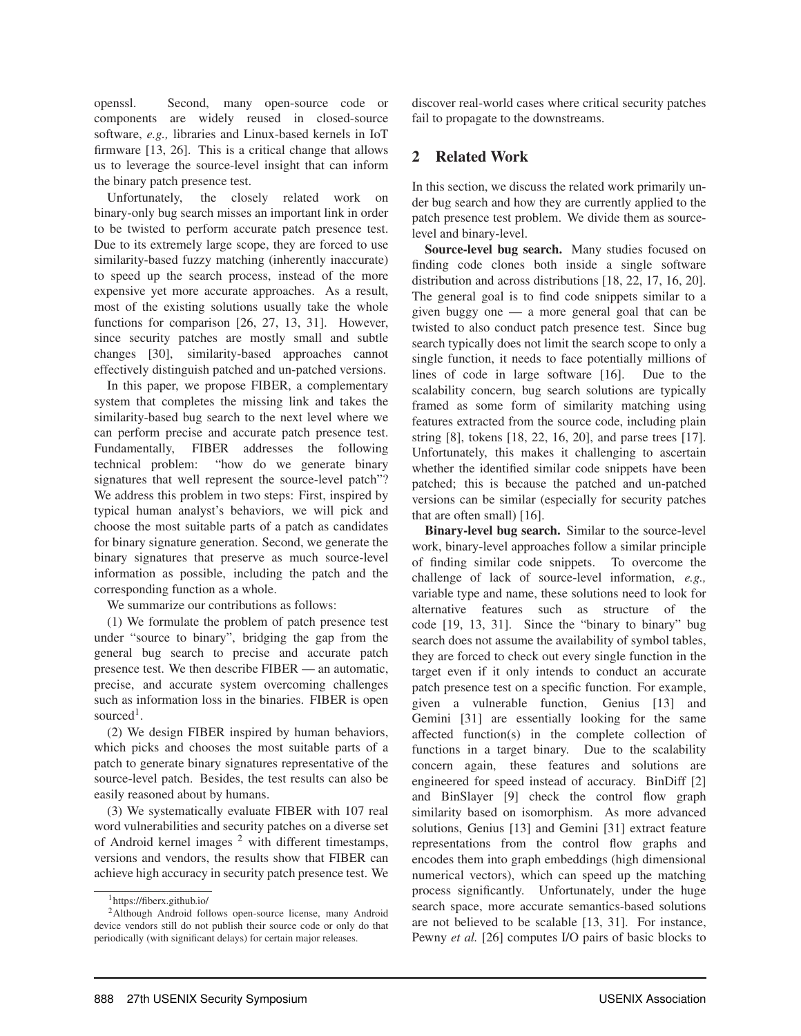openssl. Second, many open-source code or components are widely reused in closed-source software, *e.g.,* libraries and Linux-based kernels in IoT firmware [13, 26]. This is a critical change that allows us to leverage the source-level insight that can inform the binary patch presence test.

Unfortunately, the closely related work on binary-only bug search misses an important link in order to be twisted to perform accurate patch presence test. Due to its extremely large scope, they are forced to use similarity-based fuzzy matching (inherently inaccurate) to speed up the search process, instead of the more expensive yet more accurate approaches. As a result, most of the existing solutions usually take the whole functions for comparison [26, 27, 13, 31]. However, since security patches are mostly small and subtle changes [30], similarity-based approaches cannot effectively distinguish patched and un-patched versions.

In this paper, we propose FIBER, a complementary system that completes the missing link and takes the similarity-based bug search to the next level where we can perform precise and accurate patch presence test. Fundamentally, FIBER addresses the following technical problem: "how do we generate binary signatures that well represent the source-level patch"? We address this problem in two steps: First, inspired by typical human analyst's behaviors, we will pick and choose the most suitable parts of a patch as candidates for binary signature generation. Second, we generate the binary signatures that preserve as much source-level information as possible, including the patch and the corresponding function as a whole.

We summarize our contributions as follows:

(1) We formulate the problem of patch presence test under "source to binary", bridging the gap from the general bug search to precise and accurate patch presence test. We then describe FIBER — an automatic, precise, and accurate system overcoming challenges such as information loss in the binaries. FIBER is open sourced[1].

(2) We design FIBER inspired by human behaviors, which picks and chooses the most suitable parts of a patch to generate binary signatures representative of the source-level patch. Besides, the test results can also be easily reasoned about by humans.

(3) We systematically evaluate FIBER with 107 real word vulnerabilities and security patches on a diverse set of Android kernel images [2] with different timestamps, versions and vendors, the results show that FIBER can achieve high accuracy in security patch presence test. We discover real-world cases where critical security patches fail to propagate to the downstreams.

[1] https://fiberx.github.io/

[2] Although Android follows open-source license, many Android device vendors still do not publish their source code or only do that periodically (with significant delays) for certain major releases.

## 2 Related Work

In this section, we discuss the related work primarily under bug search and how they are currently applied to the patch presence test problem. We divide them as source-level and binary-level.

**Source-level bug search.** Many studies focused on finding code clones both inside a single software distribution and across distributions [18, 22, 17, 16, 20]. The general goal is to find code snippets similar to a given buggy one — a more general goal that can be twisted to also conduct patch presence test. Since bug search typically does not limit the search scope to only a single function, it needs to face potentially millions of lines of code in large software [16]. Due to the scalability concern, bug search solutions are typically framed as some form of similarity matching using features extracted from the source code, including plain string [8], tokens [18, 22, 16, 20], and parse trees [17]. Unfortunately, this makes it challenging to ascertain whether the identified similar code snippets have been patched; this is because the patched and un-patched versions can be similar (especially for security patches that are often small) [16].

**Binary-level bug search.** Similar to the source-level work, binary-level approaches follow a similar principle of finding similar code snippets. To overcome the challenge of lack of source-level information, *e.g.,* variable type and name, these solutions need to look for alternative features such as structure of the code [19, 13, 31]. Since the "binary to binary" bug search does not assume the availability of symbol tables, they are forced to check out every single function in the target even if it only intends to conduct an accurate patch presence test on a specific function. For example, given a vulnerable function, Genius [13] and Gemini [31] are essentially looking for the same affected function(s) in the complete collection of functions in a target binary. Due to the scalability concern again, these features and solutions are engineered for speed instead of accuracy. BinDiff [2] and BinSlayer [9] check the control flow graph similarity based on isomorphism. As more advanced solutions, Genius [13] and Gemini [31] extract feature representations from the control flow graphs and encodes them into graph embeddings (high dimensional numerical vectors), which can speed up the matching process significantly. Unfortunately, under the huge search space, more accurate semantics-based solutions are not believed to be scalable [13, 31]. For instance, Pewny *et al.* [26] computes I/O pairs of basic blocks to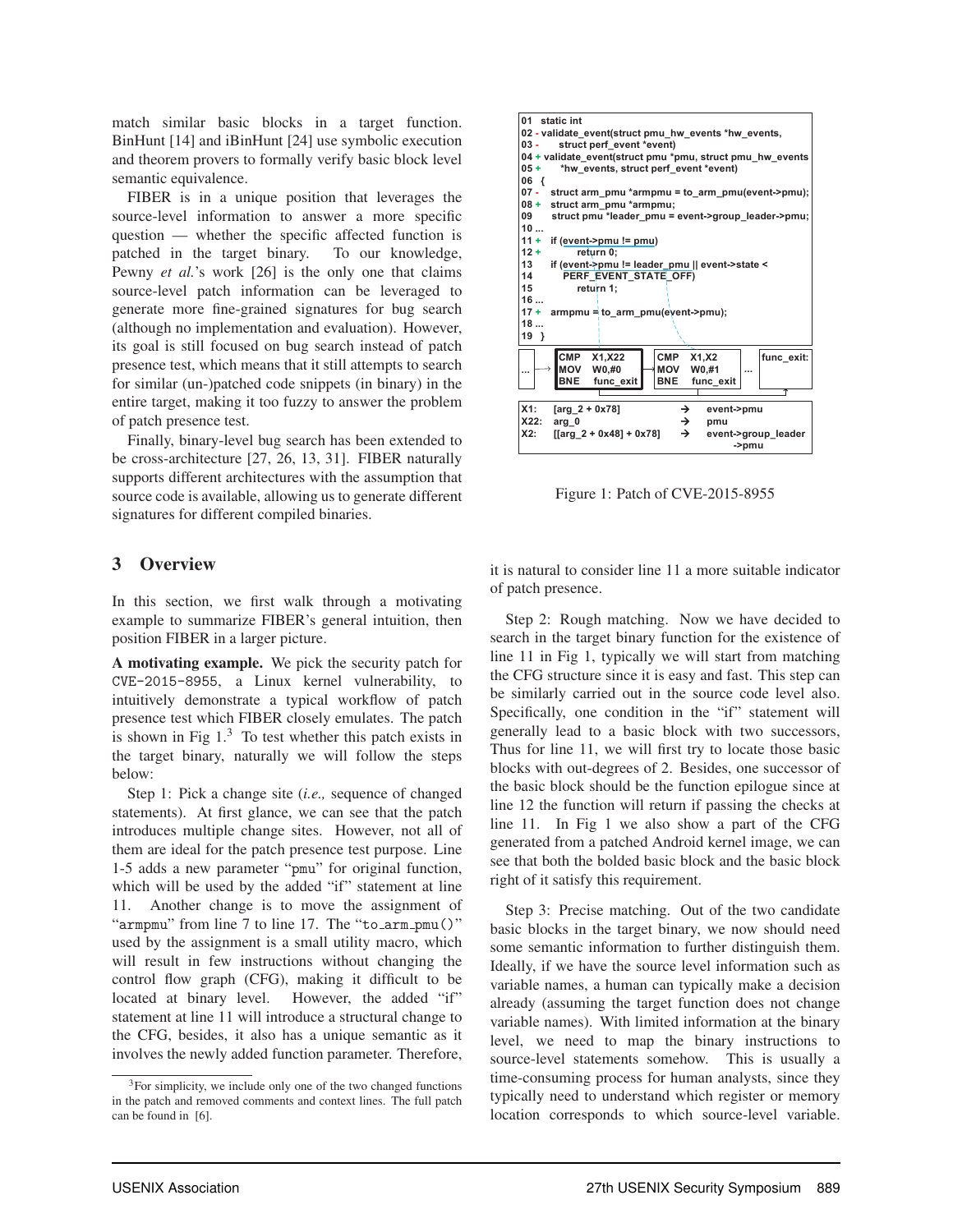match similar basic blocks in a target function. BinHunt [14] and iBinHunt [24] use symbolic execution and theorem provers to formally verify basic block level semantic equivalence.

FIBER is in a unique position that leverages the source-level information to answer a more specific question — whether the specific affected function is patched in the target binary. To our knowledge, Pewny *et al.*'s work [26] is the only one that claims source-level patch information can be leveraged to generate more fine-grained signatures for bug search (although no implementation and evaluation). However, its goal is still focused on bug search instead of patch presence test, which means that it still attempts to search for similar (un-)patched code snippets (in binary) in the entire target, making it too fuzzy to answer the problem of patch presence test.

Finally, binary-level bug search has been extended to be cross-architecture [27, 26, 13, 31]. FIBER naturally supports different architectures with the assumption that source code is available, allowing us to generate different signatures for different compiled binaries.

## 3 Overview

In this section, we first walk through a motivating example to summarize FIBER's general intuition, then position FIBER in a larger picture.

**A motivating example.** We pick the security patch for CVE-2015-8955, a Linux kernel vulnerability, to intuitively demonstrate a typical workflow of patch presence test which FIBER closely emulates. The patch is shown in Fig 1.[3] To test whether this patch exists in the target binary, naturally we will follow the steps below:

Step 1: Pick a change site (*i.e.,* sequence of changed statements). At first glance, we can see that the patch introduces multiple change sites. However, not all of them are ideal for the patch presence test purpose. Line 1-5 adds a new parameter "pmu" for original function, which will be used by the added "if" statement at line 11. Another change is to move the assignment of "armpmu" from line 7 to line 17. The "to_arm_pmu()" used by the assignment is a small utility macro, which will result in few instructions without changing the control flow graph (CFG), making it difficult to be located at binary level. However, the added "if" statement at line 11 will introduce a structural change to the CFG, besides, it also has a unique semantic as it involves the newly added function parameter. Therefore,

```
01   static int
02 - validate_event(struct pmu_hw_events *hw_events,
03 -      struct perf_event *event)
04 + validate_event(struct pmu *pmu, struct pmu_hw_events
05 +      *hw_events, struct perf_event *event)
06   {
07 -    struct arm_pmu *armpmu = to_arm_pmu(event->pmu);
08 +    struct arm_pmu *armpmu;
09      struct pmu *leader_pmu = event->group_leader->pmu;
10 ...
11 +    if (event->pmu != pmu)
12 +        return 0;
13      if (event->pmu != leader_pmu || event->state <
14          PERF_EVENT_STATE_OFF)
15          return 1;
16 ...
17 +    armpmu = to_arm_pmu(event->pmu);
18 ...
19   }
```

```
... -> [CMP X1,X22 | MOV W0,#0 | BNE func_exit] -> [CMP X1,X2 | MOV W0,#1 | BNE func_exit] ... [func_exit:]
```

```
X1:   [arg_2 + 0x78]           ->  event->pmu
X22:  arg_0                    ->  pmu
X2:   [[arg_2 + 0x48] + 0x78]  ->  event->group_leader->pmu
```

Figure 1: Patch of CVE-2015-8955

it is natural to consider line 11 a more suitable indicator of patch presence.

Step 2: Rough matching. Now we have decided to search in the target binary function for the existence of line 11 in Fig 1, typically we will start from matching the CFG structure since it is easy and fast. This step can be similarly carried out in the source code level also. Specifically, one condition in the "if" statement will generally lead to a basic block with two successors, Thus for line 11, we will first try to locate those basic blocks with out-degrees of 2. Besides, one successor of the basic block should be the function epilogue since at line 12 the function will return if passing the checks at line 11. In Fig 1 we also show a part of the CFG generated from a patched Android kernel image, we can see that both the bolded basic block and the basic block right of it satisfy this requirement.

Step 3: Precise matching. Out of the two candidate basic blocks in the target binary, we now should need some semantic information to further distinguish them. Ideally, if we have the source level information such as variable names, a human can typically make a decision already (assuming the target function does not change variable names). With limited information at the binary level, we need to map the binary instructions to source-level statements somehow. This is usually a time-consuming process for human analysts, since they typically need to understand which register or memory location corresponds to which source-level variable.

[3] For simplicity, we include only one of the two changed functions in the patch and removed comments and context lines. The full patch can be found in [6].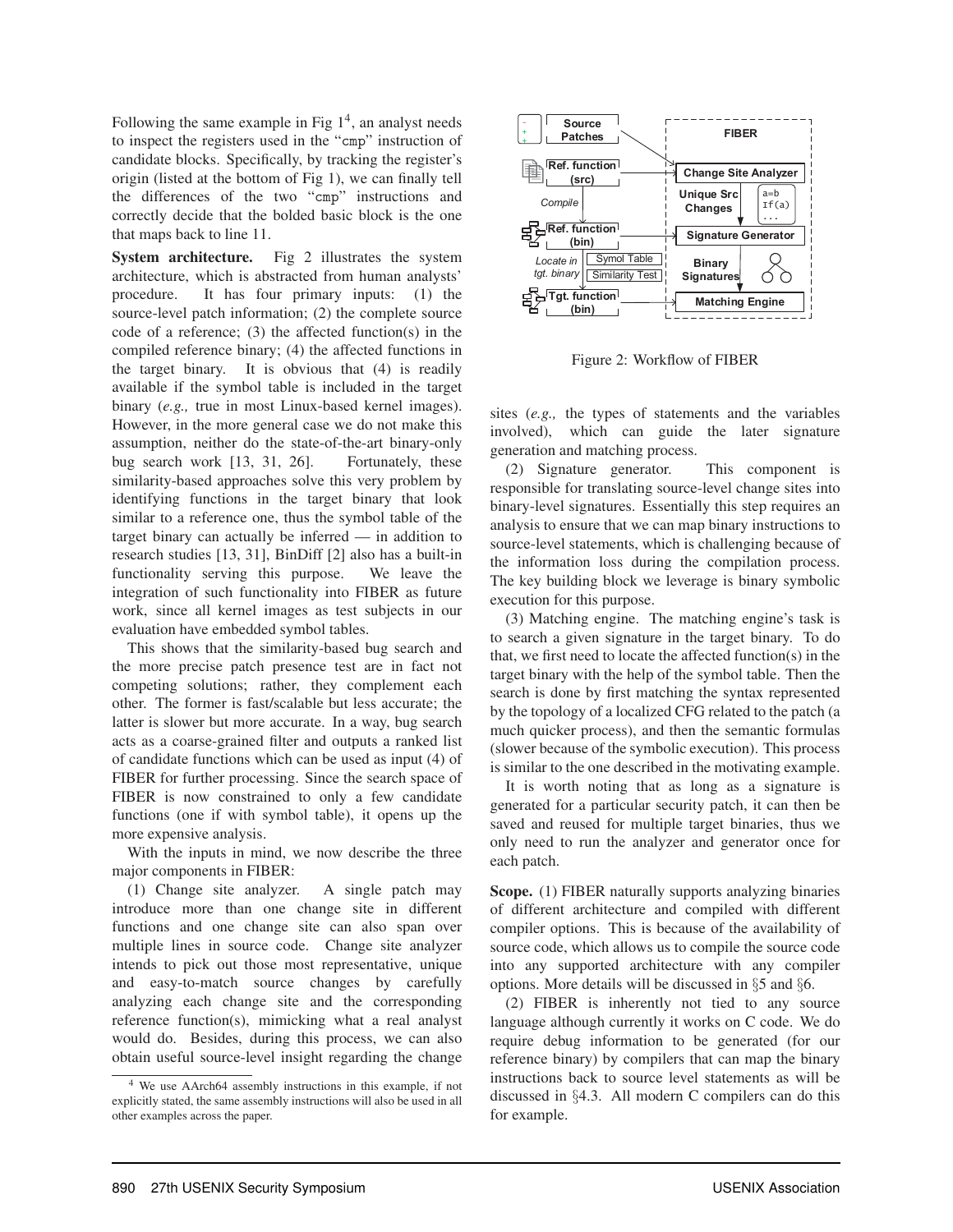Following the same example in Fig 1[4], an analyst needs to inspect the registers used in the "cmp" instruction of candidate blocks. Specifically, by tracking the register's origin (listed at the bottom of Fig 1), we can finally tell the differences of the two "cmp" instructions and correctly decide that the bolded basic block is the one that maps back to line 11.

**System architecture.** Fig 2 illustrates the system architecture, which is abstracted from human analysts' procedure. It has four primary inputs: (1) the source-level patch information; (2) the complete source code of a reference; (3) the affected function(s) in the compiled reference binary; (4) the affected functions in the target binary. It is obvious that (4) is readily available if the symbol table is included in the target binary (*e.g.,* true in most Linux-based kernel images). However, in the more general case we do not make this assumption, neither do the state-of-the-art binary-only bug search work [13, 31, 26]. Fortunately, these similarity-based approaches solve this very problem by identifying functions in the target binary that look similar to a reference one, thus the symbol table of the target binary can actually be inferred — in addition to research studies [13, 31], BinDiff [2] also has a built-in functionality serving this purpose. We leave the integration of such functionality into FIBER as future work, since all kernel images as test subjects in our evaluation have embedded symbol tables.

This shows that the similarity-based bug search and the more precise patch presence test are in fact not competing solutions; rather, they complement each other. The former is fast/scalable but less accurate; the latter is slower but more accurate. In a way, bug search acts as a coarse-grained filter and outputs a ranked list of candidate functions which can be used as input (4) of FIBER for further processing. Since the search space of FIBER is now constrained to only a few candidate functions (one if with symbol table), it opens up the more expensive analysis.

With the inputs in mind, we now describe the three major components in FIBER:

(1) Change site analyzer. A single patch may introduce more than one change site in different functions and one change site can also span over multiple lines in source code. Change site analyzer intends to pick out those most representative, unique and easy-to-match source changes by carefully analyzing each change site and the corresponding reference function(s), mimicking what a real analyst would do. Besides, during this process, we can also obtain useful source-level insight regarding the change sites (*e.g.,* the types of statements and the variables involved), which can guide the later signature generation and matching process.

Figure 2: Workflow of FIBER

(2) Signature generator. This component is responsible for translating source-level change sites into binary-level signatures. Essentially this step requires an analysis to ensure that we can map binary instructions to source-level statements, which is challenging because of the information loss during the compilation process. The key building block we leverage is binary symbolic execution for this purpose.

(3) Matching engine. The matching engine's task is to search a given signature in the target binary. To do that, we first need to locate the affected function(s) in the target binary with the help of the symbol table. Then the search is done by first matching the syntax represented by the topology of a localized CFG related to the patch (a much quicker process), and then the semantic formulas (slower because of the symbolic execution). This process is similar to the one described in the motivating example.

It is worth noting that as long as a signature is generated for a particular security patch, it can then be saved and reused for multiple target binaries, thus we only need to run the analyzer and generator once for each patch.

**Scope.** (1) FIBER naturally supports analyzing binaries of different architecture and compiled with different compiler options. This is because of the availability of source code, which allows us to compile the source code into any supported architecture with any compiler options. More details will be discussed in §5 and §6.

(2) FIBER is inherently not tied to any source language although currently it works on C code. We do require debug information to be generated (for our reference binary) by compilers that can map the binary instructions back to source level statements as will be discussed in §4.3. All modern C compilers can do this for example.

[4] We use AArch64 assembly instructions in this example, if not explicitly stated, the same assembly instructions will also be used in all other examples across the paper.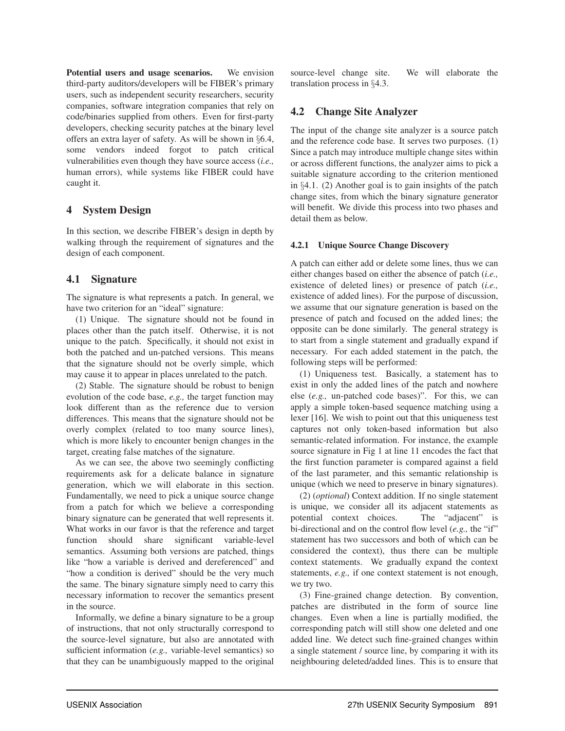**Potential users and usage scenarios.** We envision third-party auditors/developers will be FIBER's primary users, such as independent security researchers, security companies, software integration companies that rely on code/binaries supplied from others. Even for first-party developers, checking security patches at the binary level offers an extra layer of safety. As will be shown in §6.4, some vendors indeed forgot to patch critical vulnerabilities even though they have source access (*i.e.,* human errors), while systems like FIBER could have caught it.

## 4 System Design

In this section, we describe FIBER's design in depth by walking through the requirement of signatures and the design of each component.

### 4.1 Signature

The signature is what represents a patch. In general, we have two criterion for an "ideal" signature:

(1) Unique. The signature should not be found in places other than the patch itself. Otherwise, it is not unique to the patch. Specifically, it should not exist in both the patched and un-patched versions. This means that the signature should not be overly simple, which may cause it to appear in places unrelated to the patch.

(2) Stable. The signature should be robust to benign evolution of the code base, *e.g.,* the target function may look different than as the reference due to version differences. This means that the signature should not be overly complex (related to too many source lines), which is more likely to encounter benign changes in the target, creating false matches of the signature.

As we can see, the above two seemingly conflicting requirements ask for a delicate balance in signature generation, which we will elaborate in this section. Fundamentally, we need to pick a unique source change from a patch for which we believe a corresponding binary signature can be generated that well represents it. What works in our favor is that the reference and target function should share significant variable-level semantics. Assuming both versions are patched, things like "how a variable is derived and dereferenced" and "how a condition is derived" should be the very much the same. The binary signature simply need to carry this necessary information to recover the semantics present in the source.

Informally, we define a binary signature to be a group of instructions, that not only structurally correspond to the source-level signature, but also are annotated with sufficient information (*e.g.,* variable-level semantics) so that they can be unambiguously mapped to the original source-level change site. We will elaborate the translation process in §4.3.

### 4.2 Change Site Analyzer

The input of the change site analyzer is a source patch and the reference code base. It serves two purposes. (1) Since a patch may introduce multiple change sites within or across different functions, the analyzer aims to pick a suitable signature according to the criterion mentioned in §4.1. (2) Another goal is to gain insights of the patch change sites, from which the binary signature generator will benefit. We divide this process into two phases and detail them as below.

#### 4.2.1 Unique Source Change Discovery

A patch can either add or delete some lines, thus we can either changes based on either the absence of patch (*i.e.,* existence of deleted lines) or presence of patch (*i.e.,* existence of added lines). For the purpose of discussion, we assume that our signature generation is based on the presence of patch and focused on the added lines; the opposite can be done similarly. The general strategy is to start from a single statement and gradually expand if necessary. For each added statement in the patch, the following steps will be performed:

(1) Uniqueness test. Basically, a statement has to exist in only the added lines of the patch and nowhere else (*e.g.,* un-patched code bases)". For this, we can apply a simple token-based sequence matching using a lexer [16]. We wish to point out that this uniqueness test captures not only token-based information but also semantic-related information. For instance, the example source signature in Fig 1 at line 11 encodes the fact that the first function parameter is compared against a field of the last parameter, and this semantic relationship is unique (which we need to preserve in binary signatures).

(2) (*optional*) Context addition. If no single statement is unique, we consider all its adjacent statements as potential context choices. The "adjacent" is bi-directional and on the control flow level (*e.g.,* the "if" statement has two successors and both of which can be considered the context), thus there can be multiple context statements. We gradually expand the context statements, *e.g.,* if one context statement is not enough, we try two.

(3) Fine-grained change detection. By convention, patches are distributed in the form of source line changes. Even when a line is partially modified, the corresponding patch will still show one deleted and one added line. We detect such fine-grained changes within a single statement / source line, by comparing it with its neighbouring deleted/added lines. This is to ensure that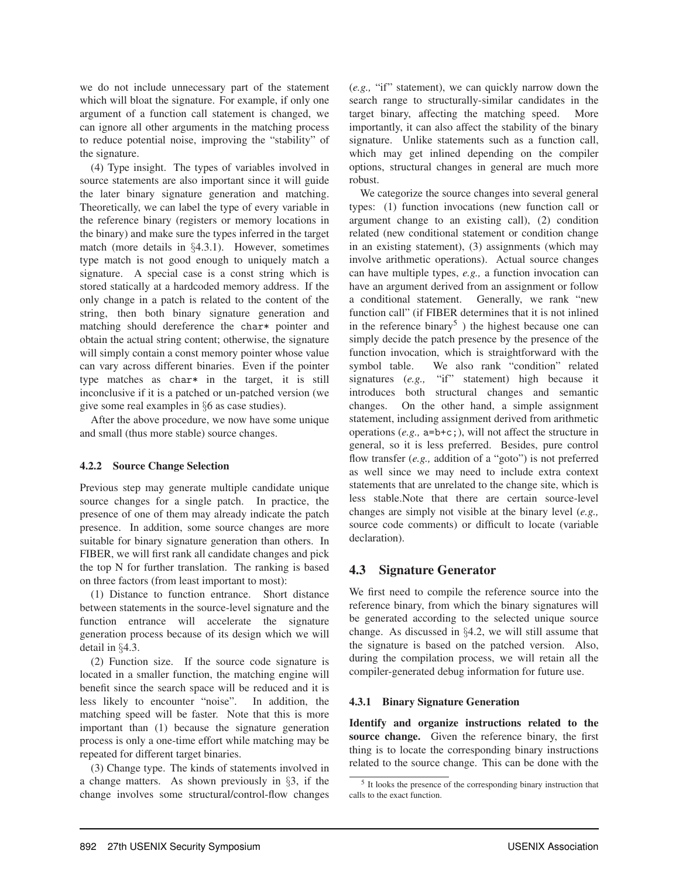we do not include unnecessary part of the statement which will bloat the signature. For example, if only one argument of a function call statement is changed, we can ignore all other arguments in the matching process to reduce potential noise, improving the "stability" of the signature.

(4) Type insight. The types of variables involved in source statements are also important since it will guide the later binary signature generation and matching. Theoretically, we can label the type of every variable in the reference binary (registers or memory locations in the binary) and make sure the types inferred in the target match (more details in §4.3.1). However, sometimes type match is not good enough to uniquely match a signature. A special case is a const string which is stored statically at a hardcoded memory address. If the only change in a patch is related to the content of the string, then both binary signature generation and matching should dereference the `char*` pointer and obtain the actual string content; otherwise, the signature will simply contain a const memory pointer whose value can vary across different binaries. Even if the pointer type matches as `char*` in the target, it is still inconclusive if it is a patched or un-patched version (we give some real examples in §6 as case studies).

After the above procedure, we now have some unique and small (thus more stable) source changes.

#### 4.2.2 Source Change Selection

Previous step may generate multiple candidate unique source changes for a single patch. In practice, the presence of one of them may already indicate the patch presence. In addition, some source changes are more suitable for binary signature generation than others. In FIBER, we will first rank all candidate changes and pick the top N for further translation. The ranking is based on three factors (from least important to most):

(1) Distance to function entrance. Short distance between statements in the source-level signature and the function entrance will accelerate the signature generation process because of its design which we will detail in §4.3.

(2) Function size. If the source code signature is located in a smaller function, the matching engine will benefit since the search space will be reduced and it is less likely to encounter "noise". In addition, the matching speed will be faster. Note that this is more important than (1) because the signature generation process is only a one-time effort while matching may be repeated for different target binaries.

(3) Change type. The kinds of statements involved in a change matters. As shown previously in §3, if the change involves some structural/control-flow changes (*e.g.,* "if" statement), we can quickly narrow down the search range to structurally-similar candidates in the target binary, affecting the matching speed. More importantly, it can also affect the stability of the binary signature. Unlike statements such as a function call, which may get inlined depending on the compiler options, structural changes in general are much more robust.

We categorize the source changes into several general types: (1) function invocations (new function call or argument change to an existing call), (2) condition related (new conditional statement or condition change in an existing statement), (3) assignments (which may involve arithmetic operations). Actual source changes can have multiple types, *e.g.,* a function invocation can have an argument derived from an assignment or follow a conditional statement. Generally, we rank "new function call" (if FIBER determines that it is not inlined in the reference binary[5] ) the highest because one can simply decide the patch presence by the presence of the function invocation, which is straightforward with the symbol table. We also rank "condition" related signatures (*e.g.,* "if" statement) high because it introduces both structural changes and semantic changes. On the other hand, a simple assignment statement, including assignment derived from arithmetic operations (*e.g.,* `a=b+c;`), will not affect the structure in general, so it is less preferred. Besides, pure control flow transfer (*e.g.,* addition of a "goto") is not preferred as well since we may need to include extra context statements that are unrelated to the change site, which is less stable.Note that there are certain source-level changes are simply not visible at the binary level (*e.g.,* source code comments) or difficult to locate (variable declaration).

### 4.3 Signature Generator

We first need to compile the reference source into the reference binary, from which the binary signatures will be generated according to the selected unique source change. As discussed in §4.2, we will still assume that the signature is based on the patched version. Also, during the compilation process, we will retain all the compiler-generated debug information for future use.

#### 4.3.1 Binary Signature Generation

**Identify and organize instructions related to the source change.** Given the reference binary, the first thing is to locate the corresponding binary instructions related to the source change. This can be done with the

[5] It looks the presence of the corresponding binary instruction that calls to the exact function.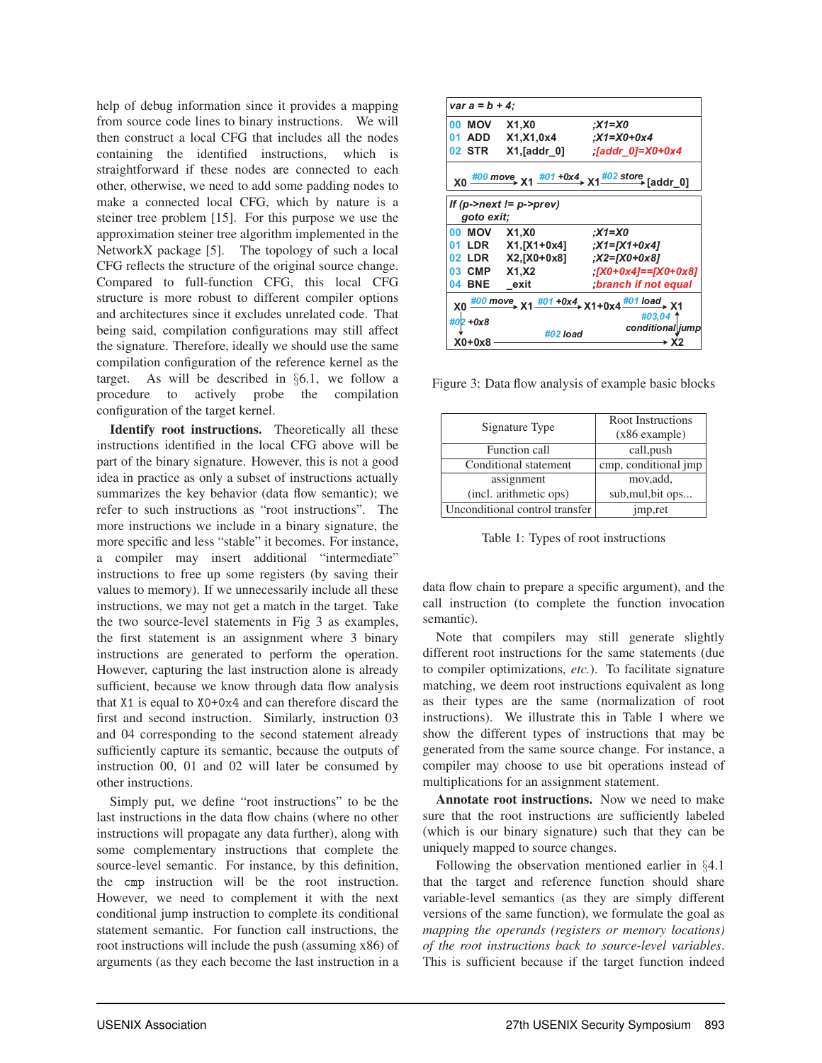help of debug information since it provides a mapping from source code lines to binary instructions. We will then construct a local CFG that includes all the nodes containing the identified instructions, which is straightforward if these nodes are connected to each other, otherwise, we need to add some padding nodes to make a connected local CFG, which by nature is a steiner tree problem [15]. For this purpose we use the approximation steiner tree algorithm implemented in the NetworkX package [5]. The topology of such a local CFG reflects the structure of the original source change. Compared to full-function CFG, this local CFG structure is more robust to different compiler options and architectures since it excludes unrelated code. That being said, compilation configurations may still affect the signature. Therefore, ideally we should use the same compilation configuration of the reference kernel as the target. As will be described in §6.1, we follow a procedure to actively probe the compilation configuration of the target kernel.

**Identify root instructions.** Theoretically all these instructions identified in the local CFG above will be part of the binary signature. However, this is not a good idea in practice as only a subset of instructions actually summarizes the key behavior (data flow semantic); we refer to such instructions as "root instructions". The more instructions we include in a binary signature, the more specific and less "stable" it becomes. For instance, a compiler may insert additional "intermediate" instructions to free up some registers (by saving their values to memory). If we unnecessarily include all these instructions, we may not get a match in the target. Take the two source-level statements in Fig 3 as examples, the first statement is an assignment where 3 binary instructions are generated to perform the operation. However, capturing the last instruction alone is already sufficient, because we know through data flow analysis that `X1` is equal to `X0+0x4` and can therefore discard the first and second instruction. Similarly, instruction 03 and 04 corresponding to the second statement already sufficiently capture its semantic, because the outputs of instruction 00, 01 and 02 will later be consumed by other instructions.

Simply put, we define "root instructions" to be the last instructions in the data flow chains (where no other instructions will propagate any data further), along with some complementary instructions that complete the source-level semantic. For instance, by this definition, the `cmp` instruction will be the root instruction. However, we need to complement it with the next conditional jump instruction to complete its conditional statement semantic. For function call instructions, the root instructions will include the push (assuming x86) of arguments (as they each become the last instruction in a data flow chain to prepare a specific argument), and the call instruction (to complete the function invocation semantic).

```
var a = b + 4;
00 MOV  X1,X0          ;X1=X0
01 ADD  X1,X1,0x4      ;X1=X0+0x4
02 STR  X1,[addr_0]    ;[addr_0]=X0+0x4

X0 --#00 move--> X1 --#01 +0x4--> X1 --#02 store--> [addr_0]

If (p->next != p->prev)
  goto exit;
00 MOV  X1,X0          ;X1=X0
01 LDR  X1,[X1+0x4]    ;X1=[X1+0x4]
02 LDR  X2,[X0+0x8]    ;X2=[X0+0x8]
03 CMP  X1,X2          ;[X0+0x4]==[X0+0x8]
04 BNE  _exit          ;branch if not equal

X0 --#00 move--> X1 --#01 +0x4--> X1+0x4 --#01 load--> X1
X0 --#02 +0x8--> X0+0x8 --#02 load--> X2
X2 --#03,04 conditional jump--> X1
```

Figure 3: Data flow analysis of example basic blocks

| Signature Type | Root Instructions (x86 example) |
|---|---|
| Function call | call,push |
| Conditional statement | cmp, conditional jmp |
| assignment (incl. arithmetic ops) | mov,add, sub,mul,bit ops... |
| Unconditional control transfer | jmp,ret |

Table 1: Types of root instructions

Note that compilers may still generate slightly different root instructions for the same statements (due to compiler optimizations, *etc.*). To facilitate signature matching, we deem root instructions equivalent as long as their types are the same (normalization of root instructions). We illustrate this in Table 1 where we show the different types of instructions that may be generated from the same source change. For instance, a compiler may choose to use bit operations instead of multiplications for an assignment statement.

**Annotate root instructions.** Now we need to make sure that the root instructions are sufficiently labeled (which is our binary signature) such that they can be uniquely mapped to source changes.

Following the observation mentioned earlier in §4.1 that the target and reference function should share variable-level semantics (as they are simply different versions of the same function), we formulate the goal as *mapping the operands (registers or memory locations) of the root instructions back to source-level variables*. This is sufficient because if the target function indeed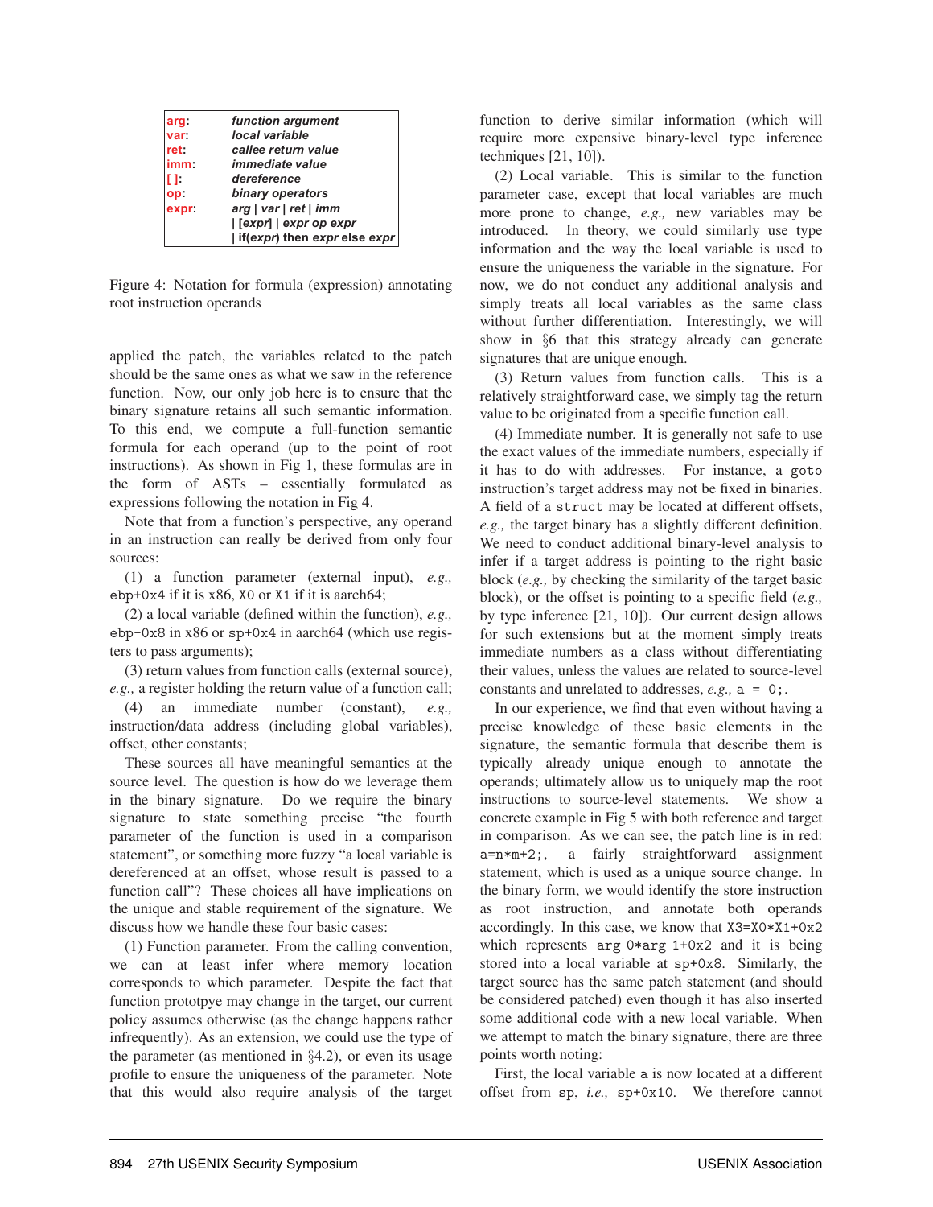| | |
|---|---|
| **arg**: | ***function argument*** |
| **var**: | ***local variable*** |
| **ret**: | ***callee return value*** |
| **imm**: | ***immediate value*** |
| **[ ]**: | ***dereference*** |
| **op**: | ***binary operators*** |
| **expr**: | ***arg \| var \| ret \| imm*** |
| | ***\| [expr] \| expr op expr*** |
| | ***\| if(expr) then expr else expr*** |

Figure 4: Notation for formula (expression) annotating root instruction operands

applied the patch, the variables related to the patch should be the same ones as what we saw in the reference function. Now, our only job here is to ensure that the binary signature retains all such semantic information. To this end, we compute a full-function semantic formula for each operand (up to the point of root instructions). As shown in Fig 1, these formulas are in the form of ASTs – essentially formulated as expressions following the notation in Fig 4.

Note that from a function's perspective, any operand in an instruction can really be derived from only four sources:

(1) a function parameter (external input), *e.g.,* `ebp+0x4` if it is x86, `X0` or `X1` if it is aarch64;

(2) a local variable (defined within the function), *e.g.,* `ebp-0x8` in x86 or `sp+0x4` in aarch64 (which use registers to pass arguments);

(3) return values from function calls (external source), *e.g.,* a register holding the return value of a function call;

(4) an immediate number (constant), *e.g.,* instruction/data address (including global variables), offset, other constants;

These sources all have meaningful semantics at the source level. The question is how do we leverage them in the binary signature. Do we require the binary signature to state something precise "the fourth parameter of the function is used in a comparison statement", or something more fuzzy "a local variable is dereferenced at an offset, whose result is passed to a function call"? These choices all have implications on the unique and stable requirement of the signature. We discuss how we handle these four basic cases:

(1) Function parameter. From the calling convention, we can at least infer where memory location corresponds to which parameter. Despite the fact that function prototpye may change in the target, our current policy assumes otherwise (as the change happens rather infrequently). As an extension, we could use the type of the parameter (as mentioned in §4.2), or even its usage profile to ensure the uniqueness of the parameter. Note that this would also require analysis of the target function to derive similar information (which will require more expensive binary-level type inference techniques [21, 10]).

(2) Local variable. This is similar to the function parameter case, except that local variables are much more prone to change, *e.g.,* new variables may be introduced. In theory, we could similarly use type information and the way the local variable is used to ensure the uniqueness the variable in the signature. For now, we do not conduct any additional analysis and simply treats all local variables as the same class without further differentiation. Interestingly, we will show in §6 that this strategy already can generate signatures that are unique enough.

(3) Return values from function calls. This is a relatively straightforward case, we simply tag the return value to be originated from a specific function call.

(4) Immediate number. It is generally not safe to use the exact values of the immediate numbers, especially if it has to do with addresses. For instance, a `goto` instruction's target address may not be fixed in binaries. A field of a `struct` may be located at different offsets, *e.g.,* the target binary has a slightly different definition. We need to conduct additional binary-level analysis to infer if a target address is pointing to the right basic block (*e.g.,* by checking the similarity of the target basic block), or the offset is pointing to a specific field (*e.g.,* by type inference [21, 10]). Our current design allows for such extensions but at the moment simply treats immediate numbers as a class without differentiating their values, unless the values are related to source-level constants and unrelated to addresses, *e.g.,* `a = 0;`.

In our experience, we find that even without having a precise knowledge of these basic elements in the signature, the semantic formula that describe them is typically already unique enough to annotate the operands; ultimately allow us to uniquely map the root instructions to source-level statements. We show a concrete example in Fig 5 with both reference and target in comparison. As we can see, the patch line is in red: `a=n*m+2;`, a fairly straightforward assignment statement, which is used as a unique source change. In the binary form, we would identify the store instruction as root instruction, and annotate both operands accordingly. In this case, we know that `X3=X0*X1+0x2` which represents `arg_0*arg_1+0x2` and it is being stored into a local variable at `sp+0x8`. Similarly, the target source has the same patch statement (and should be considered patched) even though it has also inserted some additional code with a new local variable. When we attempt to match the binary signature, there are three points worth noting:

First, the local variable `a` is now located at a different offset from `sp`, *i.e.,* `sp+0x10`. We therefore cannot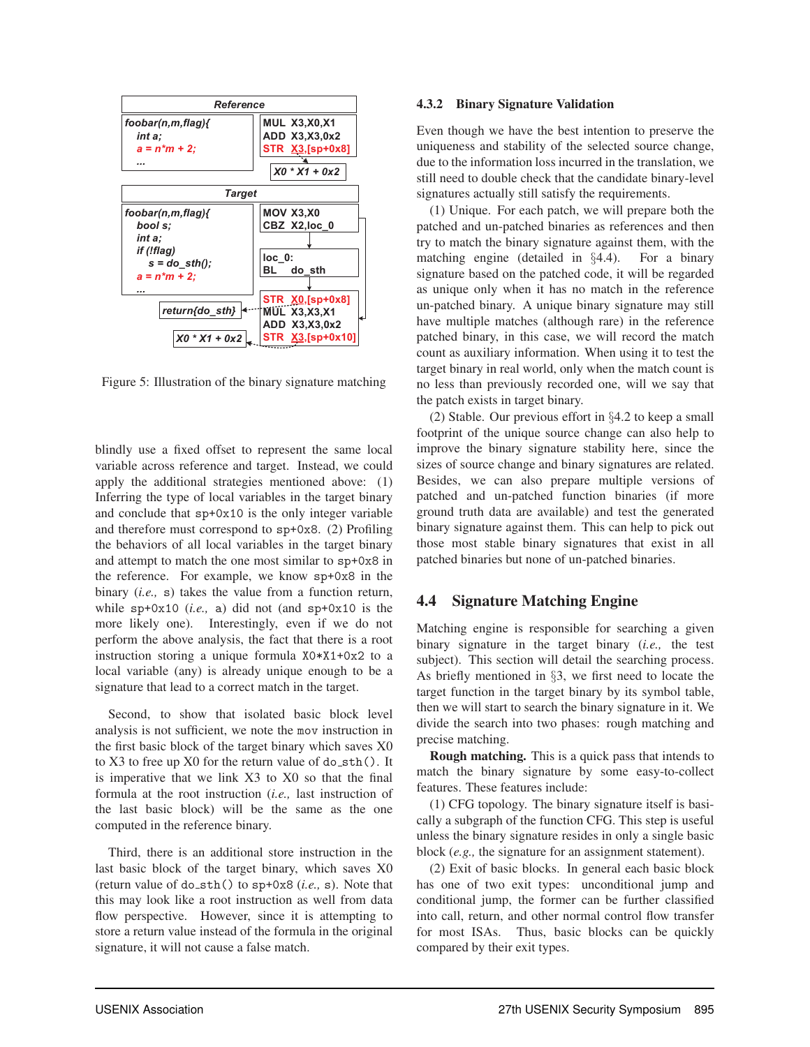**Reference**

```
foobar(n,m,flag){
    int a;
    a = n*m + 2;
    ...
```

```
MUL  X3,X0,X1
ADD  X3,X3,0x2
STR  X3,[sp+0x8]
```

X0 * X1 + 0x2

**Target**

```
foobar(n,m,flag){
    bool s;
    int a;
    if (!flag)
        s = do_sth();
    a = n*m + 2;
    ...
```

```
MOV  X3,X0
CBZ  X2,loc_0
```

```
loc_0:
BL    do_sth
```

```
STR  X0,[sp+0x8]
MUL  X3,X3,X1
ADD  X3,X3,0x2
STR  X3,[sp+0x10]
```

return{do_sth}

X0 * X1 + 0x2

Figure 5: Illustration of the binary signature matching

blindly use a fixed offset to represent the same local variable across reference and target. Instead, we could apply the additional strategies mentioned above: (1) Inferring the type of local variables in the target binary and conclude that `sp+0x10` is the only integer variable and therefore must correspond to `sp+0x8`. (2) Profiling the behaviors of all local variables in the target binary and attempt to match the one most similar to `sp+0x8` in the reference. For example, we know `sp+0x8` in the binary (*i.e.,* `s`) takes the value from a function return, while `sp+0x10` (*i.e.,* `a`) did not (and `sp+0x10` is the more likely one). Interestingly, even if we do not perform the above analysis, the fact that there is a root instruction storing a unique formula `X0*X1+0x2` to a local variable (any) is already unique enough to be a signature that lead to a correct match in the target.

Second, to show that isolated basic block level analysis is not sufficient, we note the `mov` instruction in the first basic block of the target binary which saves X0 to X3 to free up X0 for the return value of `do_sth()`. It is imperative that we link X3 to X0 so that the final formula at the root instruction (*i.e.,* last instruction of the last basic block) will be the same as the one computed in the reference binary.

Third, there is an additional store instruction in the last basic block of the target binary, which saves X0 (return value of `do_sth()` to `sp+0x8` (*i.e.,* `s`). Note that this may look like a root instruction as well from data flow perspective. However, since it is attempting to store a return value instead of the formula in the original signature, it will not cause a false match.

#### 4.3.2 Binary Signature Validation

Even though we have the best intention to preserve the uniqueness and stability of the selected source change, due to the information loss incurred in the translation, we still need to double check that the candidate binary-level signatures actually still satisfy the requirements.

(1) Unique. For each patch, we will prepare both the patched and un-patched binaries as references and then try to match the binary signature against them, with the matching engine (detailed in §4.4). For a binary signature based on the patched code, it will be regarded as unique only when it has no match in the reference un-patched binary. A unique binary signature may still have multiple matches (although rare) in the reference patched binary, in this case, we will record the match count as auxiliary information. When using it to test the target binary in real world, only when the match count is no less than previously recorded one, will we say that the patch exists in target binary.

(2) Stable. Our previous effort in §4.2 to keep a small footprint of the unique source change can also help to improve the binary signature stability here, since the sizes of source change and binary signatures are related. Besides, we can also prepare multiple versions of patched and un-patched function binaries (if more ground truth data are available) and test the generated binary signature against them. This can help to pick out those most stable binary signatures that exist in all patched binaries but none of un-patched binaries.

### 4.4 Signature Matching Engine

Matching engine is responsible for searching a given binary signature in the target binary (*i.e.,* the test subject). This section will detail the searching process. As briefly mentioned in §3, we first need to locate the target function in the target binary by its symbol table, then we will start to search the binary signature in it. We divide the search into two phases: rough matching and precise matching.

**Rough matching.** This is a quick pass that intends to match the binary signature by some easy-to-collect features. These features include:

(1) CFG topology. The binary signature itself is basically a subgraph of the function CFG. This step is useful unless the binary signature resides in only a single basic block (*e.g.,* the signature for an assignment statement).

(2) Exit of basic blocks. In general each basic block has one of two exit types: unconditional jump and conditional jump, the former can be further classified into call, return, and other normal control flow transfer for most ISAs. Thus, basic blocks can be quickly compared by their exit types.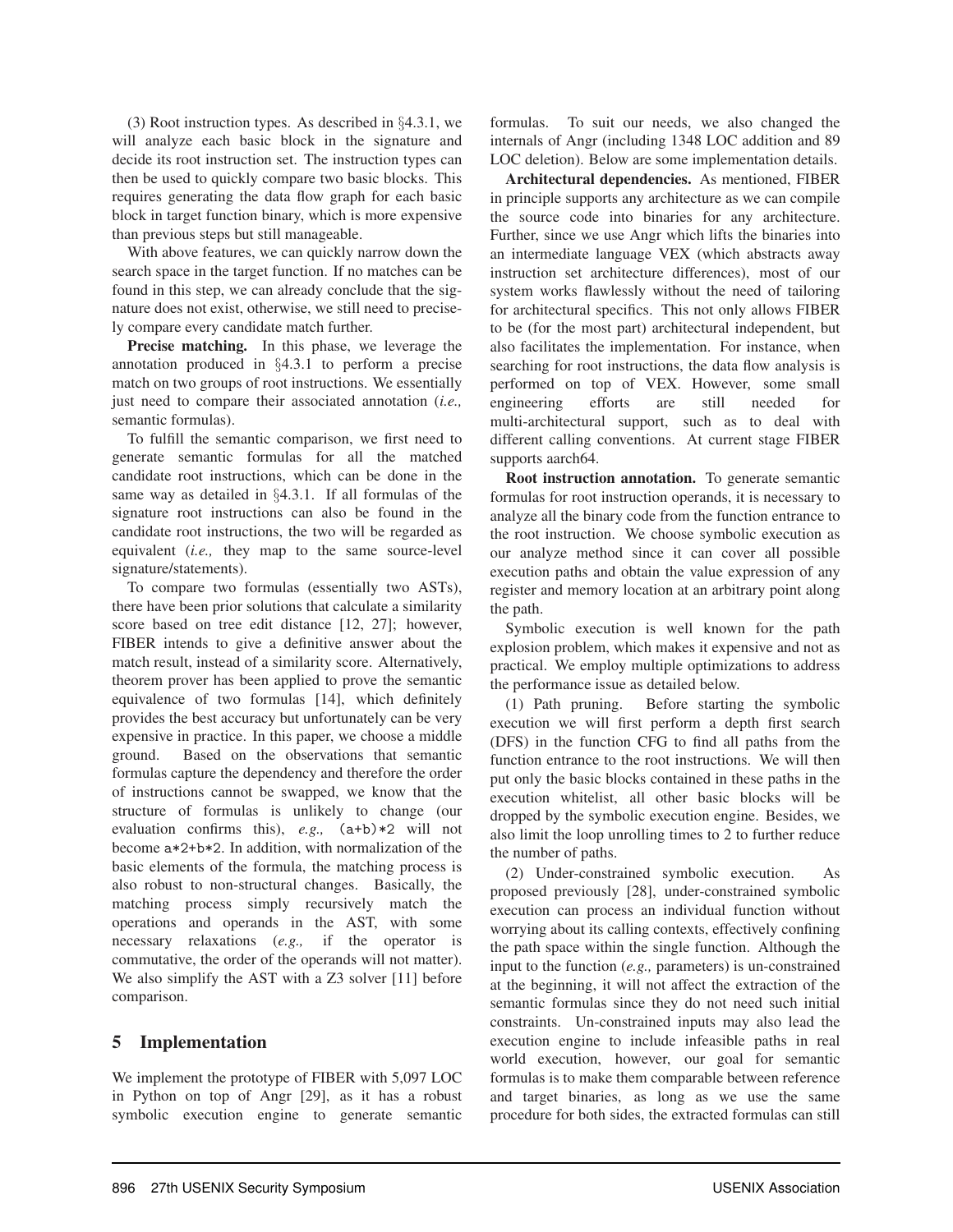(3) Root instruction types. As described in §4.3.1, we will analyze each basic block in the signature and decide its root instruction set. The instruction types can then be used to quickly compare two basic blocks. This requires generating the data flow graph for each basic block in target function binary, which is more expensive than previous steps but still manageable.

With above features, we can quickly narrow down the search space in the target function. If no matches can be found in this step, we can already conclude that the signature does not exist, otherwise, we still need to precisely compare every candidate match further.

**Precise matching.** In this phase, we leverage the annotation produced in §4.3.1 to perform a precise match on two groups of root instructions. We essentially just need to compare their associated annotation (*i.e.,* semantic formulas).

To fulfill the semantic comparison, we first need to generate semantic formulas for all the matched candidate root instructions, which can be done in the same way as detailed in §4.3.1. If all formulas of the signature root instructions can also be found in the candidate root instructions, the two will be regarded as equivalent (*i.e.,* they map to the same source-level signature/statements).

To compare two formulas (essentially two ASTs), there have been prior solutions that calculate a similarity score based on tree edit distance [12, 27]; however, FIBER intends to give a definitive answer about the match result, instead of a similarity score. Alternatively, theorem prover has been applied to prove the semantic equivalence of two formulas [14], which definitely provides the best accuracy but unfortunately can be very expensive in practice. In this paper, we choose a middle ground. Based on the observations that semantic formulas capture the dependency and therefore the order of instructions cannot be swapped, we know that the structure of formulas is unlikely to change (our evaluation confirms this), *e.g.,* `(a+b)*2` will not become `a*2+b*2`. In addition, with normalization of the basic elements of the formula, the matching process is also robust to non-structural changes. Basically, the matching process simply recursively match the operations and operands in the AST, with some necessary relaxations (*e.g.,* if the operator is commutative, the order of the operands will not matter). We also simplify the AST with a Z3 solver [11] before comparison.

## 5 Implementation

We implement the prototype of FIBER with 5,097 LOC in Python on top of Angr [29], as it has a robust symbolic execution engine to generate semantic formulas. To suit our needs, we also changed the internals of Angr (including 1348 LOC addition and 89 LOC deletion). Below are some implementation details.

**Architectural dependencies.** As mentioned, FIBER in principle supports any architecture as we can compile the source code into binaries for any architecture. Further, since we use Angr which lifts the binaries into an intermediate language VEX (which abstracts away instruction set architecture differences), most of our system works flawlessly without the need of tailoring for architectural specifics. This not only allows FIBER to be (for the most part) architectural independent, but also facilitates the implementation. For instance, when searching for root instructions, the data flow analysis is performed on top of VEX. However, some small engineering efforts are still needed for multi-architectural support, such as to deal with different calling conventions. At current stage FIBER supports aarch64.

**Root instruction annotation.** To generate semantic formulas for root instruction operands, it is necessary to analyze all the binary code from the function entrance to the root instruction. We choose symbolic execution as our analyze method since it can cover all possible execution paths and obtain the value expression of any register and memory location at an arbitrary point along the path.

Symbolic execution is well known for the path explosion problem, which makes it expensive and not as practical. We employ multiple optimizations to address the performance issue as detailed below.

(1) Path pruning. Before starting the symbolic execution we will first perform a depth first search (DFS) in the function CFG to find all paths from the function entrance to the root instructions. We will then put only the basic blocks contained in these paths in the execution whitelist, all other basic blocks will be dropped by the symbolic execution engine. Besides, we also limit the loop unrolling times to 2 to further reduce the number of paths.

(2) Under-constrained symbolic execution. As proposed previously [28], under-constrained symbolic execution can process an individual function without worrying about its calling contexts, effectively confining the path space within the single function. Although the input to the function (*e.g.,* parameters) is un-constrained at the beginning, it will not affect the extraction of the semantic formulas since they do not need such initial constraints. Un-constrained inputs may also lead the execution engine to include infeasible paths in real world execution, however, our goal for semantic formulas is to make them comparable between reference and target binaries, as long as we use the same procedure for both sides, the extracted formulas can still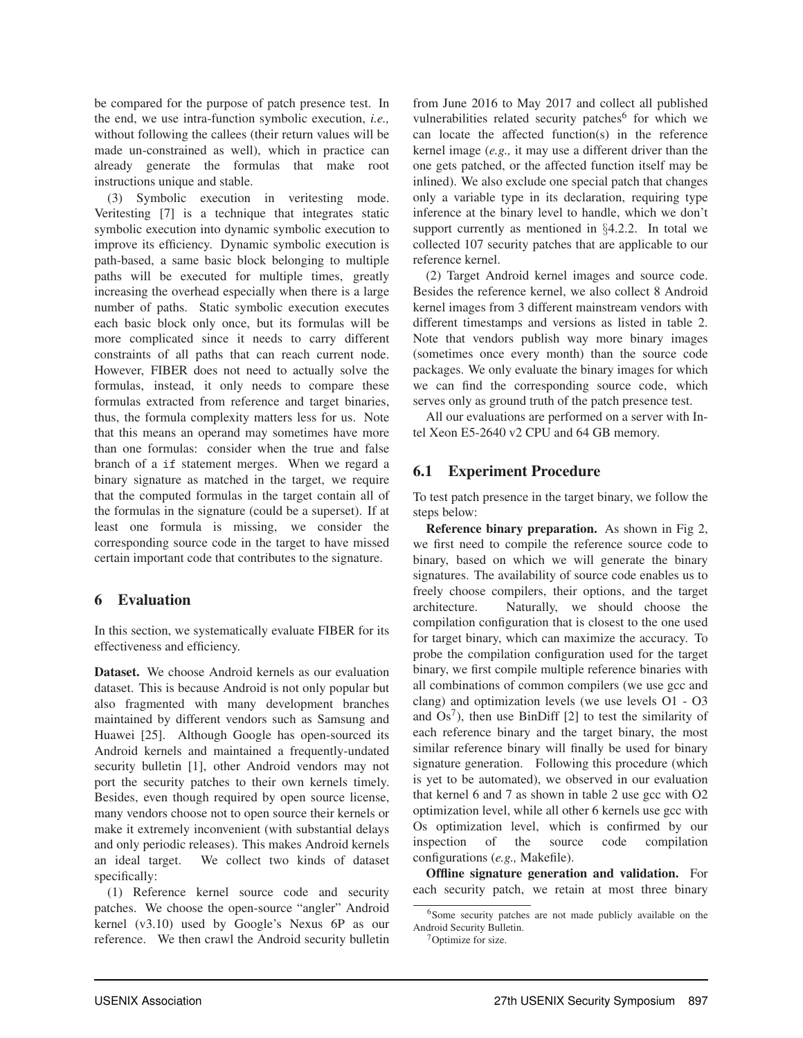be compared for the purpose of patch presence test. In the end, we use intra-function symbolic execution, *i.e.,* without following the callees (their return values will be made un-constrained as well), which in practice can already generate the formulas that make root instructions unique and stable.

(3) Symbolic execution in veritesting mode. Veritesting [7] is a technique that integrates static symbolic execution into dynamic symbolic execution to improve its efficiency. Dynamic symbolic execution is path-based, a same basic block belonging to multiple paths will be executed for multiple times, greatly increasing the overhead especially when there is a large number of paths. Static symbolic execution executes each basic block only once, but its formulas will be more complicated since it needs to carry different constraints of all paths that can reach current node. However, FIBER does not need to actually solve the formulas, instead, it only needs to compare these formulas extracted from reference and target binaries, thus, the formula complexity matters less for us. Note that this means an operand may sometimes have more than one formulas: consider when the true and false branch of a `if` statement merges. When we regard a binary signature as matched in the target, we require that the computed formulas in the target contain all of the formulas in the signature (could be a superset). If at least one formula is missing, we consider the corresponding source code in the target to have missed certain important code that contributes to the signature.

# 6 Evaluation

In this section, we systematically evaluate FIBER for its effectiveness and efficiency.

**Dataset.** We choose Android kernels as our evaluation dataset. This is because Android is not only popular but also fragmented with many development branches maintained by different vendors such as Samsung and Huawei [25]. Although Google has open-sourced its Android kernels and maintained a frequently-undated security bulletin [1], other Android vendors may not port the security patches to their own kernels timely. Besides, even though required by open source license, many vendors choose not to open source their kernels or make it extremely inconvenient (with substantial delays and only periodic releases). This makes Android kernels an ideal target. We collect two kinds of dataset specifically:

(1) Reference kernel source code and security patches. We choose the open-source "angler" Android kernel (v3.10) used by Google's Nexus 6P as our reference. We then crawl the Android security bulletin from June 2016 to May 2017 and collect all published vulnerabilities related security patches[6] for which we can locate the affected function(s) in the reference kernel image (*e.g.,* it may use a different driver than the one gets patched, or the affected function itself may be inlined). We also exclude one special patch that changes only a variable type in its declaration, requiring type inference at the binary level to handle, which we don't support currently as mentioned in §4.2.2. In total we collected 107 security patches that are applicable to our reference kernel.

(2) Target Android kernel images and source code. Besides the reference kernel, we also collect 8 Android kernel images from 3 different mainstream vendors with different timestamps and versions as listed in table 2. Note that vendors publish way more binary images (sometimes once every month) than the source code packages. We only evaluate the binary images for which we can find the corresponding source code, which serves only as ground truth of the patch presence test.

All our evaluations are performed on a server with Intel Xeon E5-2640 v2 CPU and 64 GB memory.

## 6.1 Experiment Procedure

To test patch presence in the target binary, we follow the steps below:

**Reference binary preparation.** As shown in Fig 2, we first need to compile the reference source code to binary, based on which we will generate the binary signatures. The availability of source code enables us to freely choose compilers, their options, and the target architecture. Naturally, we should choose the compilation configuration that is closest to the one used for target binary, which can maximize the accuracy. To probe the compilation configuration used for the target binary, we first compile multiple reference binaries with all combinations of common compilers (we use gcc and clang) and optimization levels (we use levels O1 - O3 and Os[7]), then use BinDiff [2] to test the similarity of each reference binary and the target binary, the most similar reference binary will finally be used for binary signature generation. Following this procedure (which is yet to be automated), we observed in our evaluation that kernel 6 and 7 as shown in table 2 use gcc with O2 optimization level, while all other 6 kernels use gcc with Os optimization level, which is confirmed by our inspection of the source code compilation configurations (*e.g.,* Makefile).

**Offline signature generation and validation.** For each security patch, we retain at most three binary

[6] Some security patches are not made publicly available on the Android Security Bulletin.

[7] Optimize for size.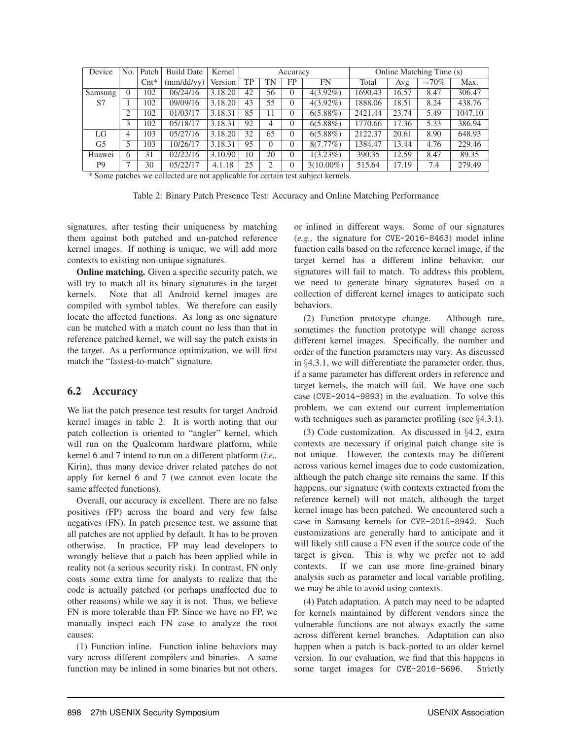| Device | No. | Patch | Build Date | Kernel | Accuracy | | | | Online Matching Time (s) | | | |
|---|---|---|---|---|---|---|---|---|---|---|---|---|
| | | Cnt* | (mm/dd/yy) | Version | TP | TN | FP | FN | Total | Avg | ∼70% | Max. |
| Samsung S7 | 0 | 102 | 06/24/16 | 3.18.20 | 42 | 56 | 0 | 4(3.92%) | 1690.43 | 16.57 | 8.47 | 306.47 |
| | 1 | 102 | 09/09/16 | 3.18.20 | 43 | 55 | 0 | 4(3.92%) | 1888.06 | 18.51 | 8.24 | 438.76 |
| | 2 | 102 | 01/03/17 | 3.18.31 | 85 | 11 | 0 | 6(5.88%) | 2421.44 | 23.74 | 5.49 | 1047.10 |
| | 3 | 102 | 05/18/17 | 3.18.31 | 92 | 4 | 0 | 6(5.88%) | 1770.66 | 17.36 | 5.33 | 386.94 |
| LG G5 | 4 | 103 | 05/27/16 | 3.18.20 | 32 | 65 | 0 | 6(5.88%) | 2122.37 | 20.61 | 8.90 | 648.93 |
| | 5 | 103 | 10/26/17 | 3.18.31 | 95 | 0 | 0 | 8(7.77%) | 1384.47 | 13.44 | 4.76 | 229.46 |
| Huawei P9 | 6 | 31 | 02/22/16 | 3.10.90 | 10 | 20 | 0 | 1(3.23%) | 390.35 | 12.59 | 8.47 | 89.35 |
| | 7 | 30 | 05/22/17 | 4.1.18 | 25 | 2 | 0 | 3(10.00%) | 515.64 | 17.19 | 7.4 | 279.49 |

\* Some patches we collected are not applicable for certain test subject kernels.

Table 2: Binary Patch Presence Test: Accuracy and Online Matching Performance

signatures, after testing their uniqueness by matching them against both patched and un-patched reference kernel images. If nothing is unique, we will add more contexts to existing non-unique signatures.

**Online matching.** Given a specific security patch, we will try to match all its binary signatures in the target kernels. Note that all Android kernel images are compiled with symbol tables. We therefore can easily locate the affected functions. As long as one signature can be matched with a match count no less than that in reference patched kernel, we will say the patch exists in the target. As a performance optimization, we will first match the "fastest-to-match" signature.

## 6.2 Accuracy

We list the patch presence test results for target Android kernel images in table 2. It is worth noting that our patch collection is oriented to "angler" kernel, which will run on the Qualcomm hardware platform, while kernel 6 and 7 intend to run on a different platform (*i.e.,* Kirin), thus many device driver related patches do not apply for kernel 6 and 7 (we cannot even locate the same affected functions).

Overall, our accuracy is excellent. There are no false positives (FP) across the board and very few false negatives (FN). In patch presence test, we assume that all patches are not applied by default. It has to be proven otherwise. In practice, FP may lead developers to wrongly believe that a patch has been applied while in reality not (a serious security risk). In contrast, FN only costs some extra time for analysts to realize that the code is actually patched (or perhaps unaffected due to other reasons) while we say it is not. Thus, we believe FN is more tolerable than FP. Since we have no FP, we manually inspect each FN case to analyze the root causes:

(1) Function inline. Function inline behaviors may vary across different compilers and binaries. A same function may be inlined in some binaries but not others, or inlined in different ways. Some of our signatures (*e.g.,* the signature for CVE-2016-8463) model inline function calls based on the reference kernel image, if the target kernel has a different inline behavior, our signatures will fail to match. To address this problem, we need to generate binary signatures based on a collection of different kernel images to anticipate such behaviors.

(2) Function prototype change. Although rare, sometimes the function prototype will change across different kernel images. Specifically, the number and order of the function parameters may vary. As discussed in §4.3.1, we will differentiate the parameter order, thus, if a same parameter has different orders in reference and target kernels, the match will fail. We have one such case (CVE-2014-9893) in the evaluation. To solve this problem, we can extend our current implementation with techniques such as parameter profiling (see §4.3.1).

(3) Code customization. As discussed in §4.2, extra contexts are necessary if original patch change site is not unique. However, the contexts may be different across various kernel images due to code customization, although the patch change site remains the same. If this happens, our signature (with contexts extracted from the reference kernel) will not match, although the target kernel image has been patched. We encountered such a case in Samsung kernels for CVE-2015-8942. Such customizations are generally hard to anticipate and it will likely still cause a FN even if the source code of the target is given. This is why we prefer not to add contexts. If we can use more fine-grained binary analysis such as parameter and local variable profiling, we may be able to avoid using contexts.

(4) Patch adaptation. A patch may need to be adapted for kernels maintained by different vendors since the vulnerable functions are not always exactly the same across different kernel branches. Adaptation can also happen when a patch is back-ported to an older kernel version. In our evaluation, we find that this happens in some target images for CVE-2016-5696. Strictly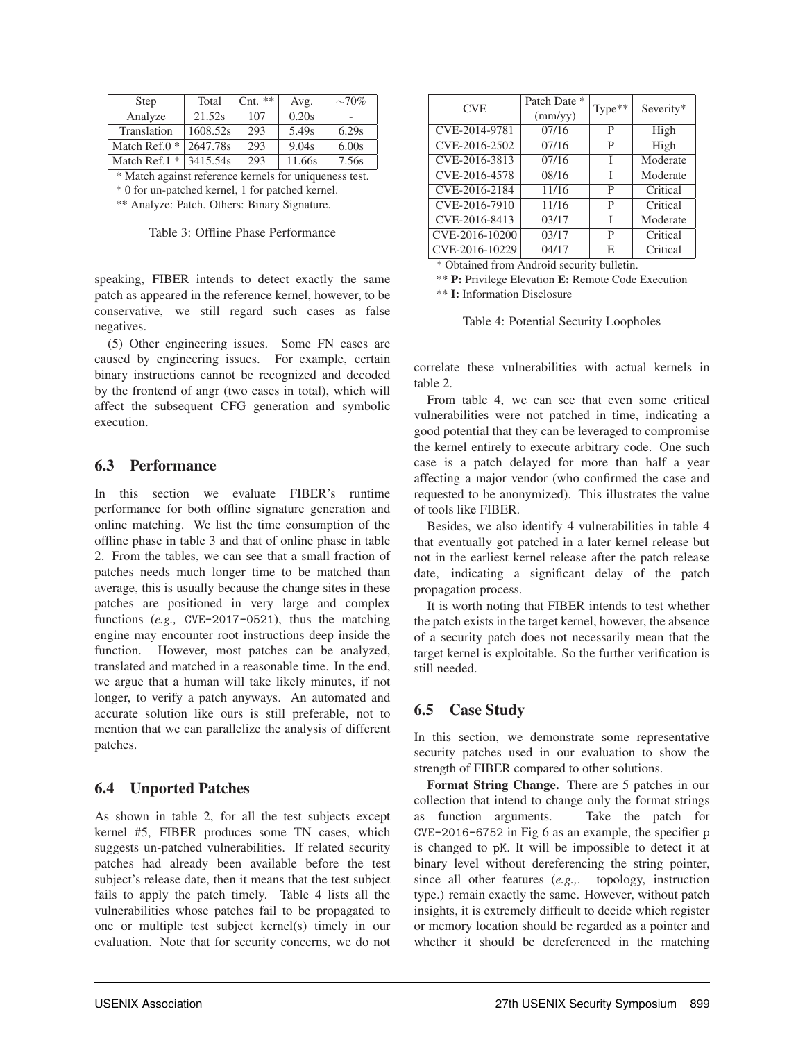| Step | Total | Cnt. ** | Avg. | ∼70% |
|---|---|---|---|---|
| Analyze | 21.52s | 107 | 0.20s | - |
| Translation | 1608.52s | 293 | 5.49s | 6.29s |
| Match Ref.0 * | 2647.78s | 293 | 9.04s | 6.00s |
| Match Ref.1 * | 3415.54s | 293 | 11.66s | 7.56s |

\* Match against reference kernels for uniqueness test.

\* 0 for un-patched kernel, 1 for patched kernel.

\*\* Analyze: Patch. Others: Binary Signature.

Table 3: Offline Phase Performance

speaking, FIBER intends to detect exactly the same patch as appeared in the reference kernel, however, to be conservative, we still regard such cases as false negatives.

(5) Other engineering issues. Some FN cases are caused by engineering issues. For example, certain binary instructions cannot be recognized and decoded by the frontend of angr (two cases in total), which will affect the subsequent CFG generation and symbolic execution.

## 6.3 Performance

In this section we evaluate FIBER's runtime performance for both offline signature generation and online matching. We list the time consumption of the offline phase in table 3 and that of online phase in table 2. From the tables, we can see that a small fraction of patches needs much longer time to be matched than average, this is usually because the change sites in these patches are positioned in very large and complex functions (*e.g.,* `CVE-2017-0521`), thus the matching engine may encounter root instructions deep inside the function. However, most patches can be analyzed, translated and matched in a reasonable time. In the end, we argue that a human will take likely minutes, if not longer, to verify a patch anyways. An automated and accurate solution like ours is still preferable, not to mention that we can parallelize the analysis of different patches.

## 6.4 Unported Patches

As shown in table 2, for all the test subjects except kernel #5, FIBER produces some TN cases, which suggests un-patched vulnerabilities. If related security patches had already been available before the test subject's release date, then it means that the test subject fails to apply the patch timely. Table 4 lists all the vulnerabilities whose patches fail to be propagated to one or multiple test subject kernel(s) timely in our evaluation. Note that for security concerns, we do not correlate these vulnerabilities with actual kernels in table 2.

| CVE | Patch Date * (mm/yy) | Type** | Severity* |
|---|---|---|---|
| CVE-2014-9781 | 07/16 | P | High |
| CVE-2016-2502 | 07/16 | P | High |
| CVE-2016-3813 | 07/16 | I | Moderate |
| CVE-2016-4578 | 08/16 | I | Moderate |
| CVE-2016-2184 | 11/16 | P | Critical |
| CVE-2016-7910 | 11/16 | P | Critical |
| CVE-2016-8413 | 03/17 | I | Moderate |
| CVE-2016-10200 | 03/17 | P | Critical |
| CVE-2016-10229 | 04/17 | E | Critical |

\* Obtained from Android security bulletin.

\*\* **P:** Privilege Elevation **E:** Remote Code Execution

\*\* **I:** Information Disclosure

Table 4: Potential Security Loopholes

From table 4, we can see that even some critical vulnerabilities were not patched in time, indicating a good potential that they can be leveraged to compromise the kernel entirely to execute arbitrary code. One such case is a patch delayed for more than half a year affecting a major vendor (who confirmed the case and requested to be anonymized). This illustrates the value of tools like FIBER.

Besides, we also identify 4 vulnerabilities in table 4 that eventually got patched in a later kernel release but not in the earliest kernel release after the patch release date, indicating a significant delay of the patch propagation process.

It is worth noting that FIBER intends to test whether the patch exists in the target kernel, however, the absence of a security patch does not necessarily mean that the target kernel is exploitable. So the further verification is still needed.

## 6.5 Case Study

In this section, we demonstrate some representative security patches used in our evaluation to show the strength of FIBER compared to other solutions.

**Format String Change.** There are 5 patches in our collection that intend to change only the format strings as function arguments. Take the patch for `CVE-2016-6752` in Fig 6 as an example, the specifier `p` is changed to `pK`. It will be impossible to detect it at binary level without dereferencing the string pointer, since all other features (*e.g.,*. topology, instruction type.) remain exactly the same. However, without patch insights, it is extremely difficult to decide which register or memory location should be regarded as a pointer and whether it should be dereferenced in the matching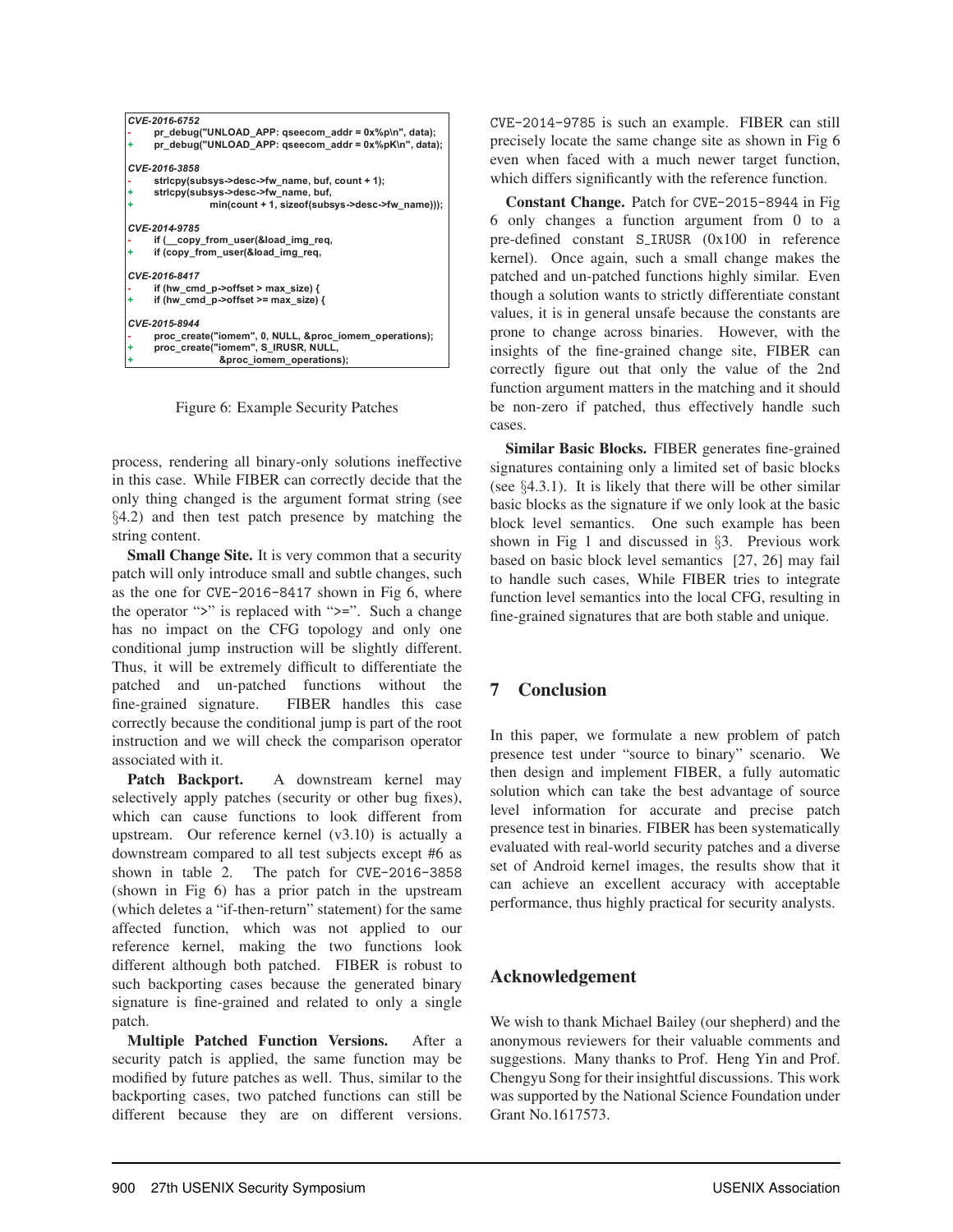```
CVE-2016-6752
-       pr_debug("UNLOAD_APP: qseecom_addr = 0x%p\n", data);
+       pr_debug("UNLOAD_APP: qseecom_addr = 0x%pK\n", data);

CVE-2016-3858
-       strlcpy(subsys->desc->fw_name, buf, count + 1);
+       strlcpy(subsys->desc->fw_name, buf,
+                       min(count + 1, sizeof(subsys->desc->fw_name)));

CVE-2014-9785
-       if (__copy_from_user(&load_img_req,
+       if (copy_from_user(&load_img_req,

CVE-2016-8417
-       if (hw_cmd_p->offset > max_size) {
+       if (hw_cmd_p->offset >= max_size) {

CVE-2015-8944
-       proc_create("iomem", 0, NULL, &proc_iomem_operations);
+       proc_create("iomem", S_IRUSR, NULL,
+                       &proc_iomem_operations);
```

Figure 6: Example Security Patches

process, rendering all binary-only solutions ineffective in this case. While FIBER can correctly decide that the only thing changed is the argument format string (see §4.2) and then test patch presence by matching the string content.

**Small Change Site.** It is very common that a security patch will only introduce small and subtle changes, such as the one for CVE-2016-8417 shown in Fig 6, where the operator ">" is replaced with ">=". Such a change has no impact on the CFG topology and only one conditional jump instruction will be slightly different. Thus, it will be extremely difficult to differentiate the patched and un-patched functions without the fine-grained signature. FIBER handles this case correctly because the conditional jump is part of the root instruction and we will check the comparison operator associated with it.

**Patch Backport.** A downstream kernel may selectively apply patches (security or other bug fixes), which can cause functions to look different from upstream. Our reference kernel (v3.10) is actually a downstream compared to all test subjects except #6 as shown in table 2. The patch for CVE-2016-3858 (shown in Fig 6) has a prior patch in the upstream (which deletes a "if-then-return" statement) for the same affected function, which was not applied to our reference kernel, making the two functions look different although both patched. FIBER is robust to such backporting cases because the generated binary signature is fine-grained and related to only a single patch.

**Multiple Patched Function Versions.** After a security patch is applied, the same function may be modified by future patches as well. Thus, similar to the backporting cases, two patched functions can still be different because they are on different versions. CVE-2014-9785 is such an example. FIBER can still precisely locate the same change site as shown in Fig 6 even when faced with a much newer target function, which differs significantly with the reference function.

**Constant Change.** Patch for CVE-2015-8944 in Fig 6 only changes a function argument from 0 to a pre-defined constant S_IRUSR (0x100 in reference kernel). Once again, such a small change makes the patched and un-patched functions highly similar. Even though a solution wants to strictly differentiate constant values, it is in general unsafe because the constants are prone to change across binaries. However, with the insights of the fine-grained change site, FIBER can correctly figure out that only the value of the 2nd function argument matters in the matching and it should be non-zero if patched, thus effectively handle such cases.

**Similar Basic Blocks.** FIBER generates fine-grained signatures containing only a limited set of basic blocks (see §4.3.1). It is likely that there will be other similar basic blocks as the signature if we only look at the basic block level semantics. One such example has been shown in Fig 1 and discussed in §3. Previous work based on basic block level semantics [27, 26] may fail to handle such cases, While FIBER tries to integrate function level semantics into the local CFG, resulting in fine-grained signatures that are both stable and unique.

## 7 Conclusion

In this paper, we formulate a new problem of patch presence test under "source to binary" scenario. We then design and implement FIBER, a fully automatic solution which can take the best advantage of source level information for accurate and precise patch presence test in binaries. FIBER has been systematically evaluated with real-world security patches and a diverse set of Android kernel images, the results show that it can achieve an excellent accuracy with acceptable performance, thus highly practical for security analysts.

## Acknowledgement

We wish to thank Michael Bailey (our shepherd) and the anonymous reviewers for their valuable comments and suggestions. Many thanks to Prof. Heng Yin and Prof. Chengyu Song for their insightful discussions. This work was supported by the National Science Foundation under Grant No.1617573.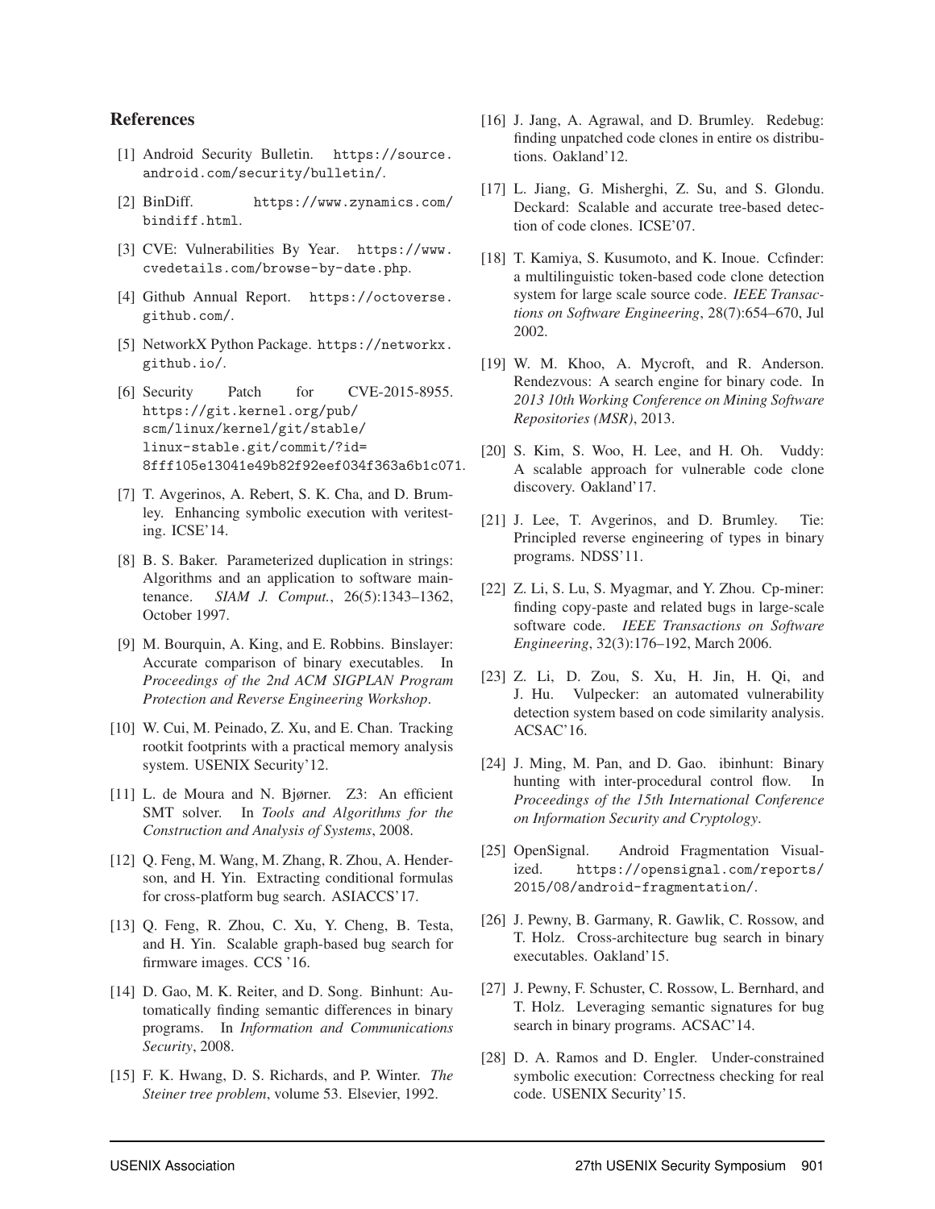## References

[1] Android Security Bulletin. https://source.android.com/security/bulletin/.

[2] BinDiff. https://www.zynamics.com/bindiff.html.

[3] CVE: Vulnerabilities By Year. https://www.cvedetails.com/browse-by-date.php.

[4] Github Annual Report. https://octoverse.github.com/.

[5] NetworkX Python Package. https://networkx.github.io/.

[6] Security Patch for CVE-2015-8955. https://git.kernel.org/pub/scm/linux/kernel/git/stable/linux-stable.git/commit/?id=8fff105e13041e49b82f92eef034f363a6b1c071.

[7] T. Avgerinos, A. Rebert, S. K. Cha, and D. Brumley. Enhancing symbolic execution with veritesting. ICSE'14.

[8] B. S. Baker. Parameterized duplication in strings: Algorithms and an application to software maintenance. *SIAM J. Comput.*, 26(5):1343–1362, October 1997.

[9] M. Bourquin, A. King, and E. Robbins. Binslayer: Accurate comparison of binary executables. In *Proceedings of the 2nd ACM SIGPLAN Program Protection and Reverse Engineering Workshop*.

[10] W. Cui, M. Peinado, Z. Xu, and E. Chan. Tracking rootkit footprints with a practical memory analysis system. USENIX Security'12.

[11] L. de Moura and N. Bjørner. Z3: An efficient SMT solver. In *Tools and Algorithms for the Construction and Analysis of Systems*, 2008.

[12] Q. Feng, M. Wang, M. Zhang, R. Zhou, A. Henderson, and H. Yin. Extracting conditional formulas for cross-platform bug search. ASIACCS'17.

[13] Q. Feng, R. Zhou, C. Xu, Y. Cheng, B. Testa, and H. Yin. Scalable graph-based bug search for firmware images. CCS '16.

[14] D. Gao, M. K. Reiter, and D. Song. Binhunt: Automatically finding semantic differences in binary programs. In *Information and Communications Security*, 2008.

[15] F. K. Hwang, D. S. Richards, and P. Winter. *The Steiner tree problem*, volume 53. Elsevier, 1992.

[16] J. Jang, A. Agrawal, and D. Brumley. Redebug: finding unpatched code clones in entire os distributions. Oakland'12.

[17] L. Jiang, G. Misherghi, Z. Su, and S. Glondu. Deckard: Scalable and accurate tree-based detection of code clones. ICSE'07.

[18] T. Kamiya, S. Kusumoto, and K. Inoue. Ccfinder: a multilinguistic token-based code clone detection system for large scale source code. *IEEE Transactions on Software Engineering*, 28(7):654–670, Jul 2002.

[19] W. M. Khoo, A. Mycroft, and R. Anderson. Rendezvous: A search engine for binary code. In *2013 10th Working Conference on Mining Software Repositories (MSR)*, 2013.

[20] S. Kim, S. Woo, H. Lee, and H. Oh. Vuddy: A scalable approach for vulnerable code clone discovery. Oakland'17.

[21] J. Lee, T. Avgerinos, and D. Brumley. Tie: Principled reverse engineering of types in binary programs. NDSS'11.

[22] Z. Li, S. Lu, S. Myagmar, and Y. Zhou. Cp-miner: finding copy-paste and related bugs in large-scale software code. *IEEE Transactions on Software Engineering*, 32(3):176–192, March 2006.

[23] Z. Li, D. Zou, S. Xu, H. Jin, H. Qi, and J. Hu. Vulpecker: an automated vulnerability detection system based on code similarity analysis. ACSAC'16.

[24] J. Ming, M. Pan, and D. Gao. ibinhunt: Binary hunting with inter-procedural control flow. In *Proceedings of the 15th International Conference on Information Security and Cryptology*.

[25] OpenSignal. Android Fragmentation Visualized. https://opensignal.com/reports/2015/08/android-fragmentation/.

[26] J. Pewny, B. Garmany, R. Gawlik, C. Rossow, and T. Holz. Cross-architecture bug search in binary executables. Oakland'15.

[27] J. Pewny, F. Schuster, C. Rossow, L. Bernhard, and T. Holz. Leveraging semantic signatures for bug search in binary programs. ACSAC'14.

[28] D. A. Ramos and D. Engler. Under-constrained symbolic execution: Correctness checking for real code. USENIX Security'15.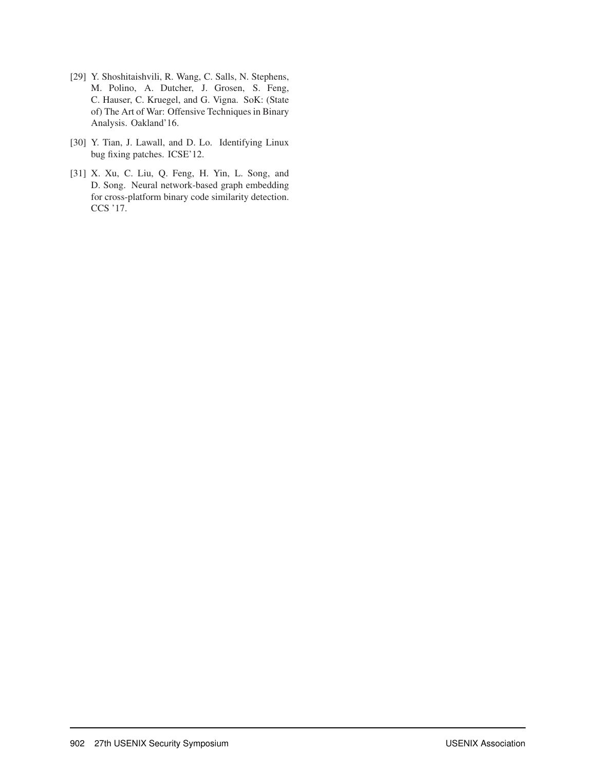[29] Y. Shoshitaishvili, R. Wang, C. Salls, N. Stephens, M. Polino, A. Dutcher, J. Grosen, S. Feng, C. Hauser, C. Kruegel, and G. Vigna. SoK: (State of) The Art of War: Offensive Techniques in Binary Analysis. Oakland'16.

[30] Y. Tian, J. Lawall, and D. Lo. Identifying Linux bug fixing patches. ICSE'12.

[31] X. Xu, C. Liu, Q. Feng, H. Yin, L. Song, and D. Song. Neural network-based graph embedding for cross-platform binary code similarity detection. CCS '17.